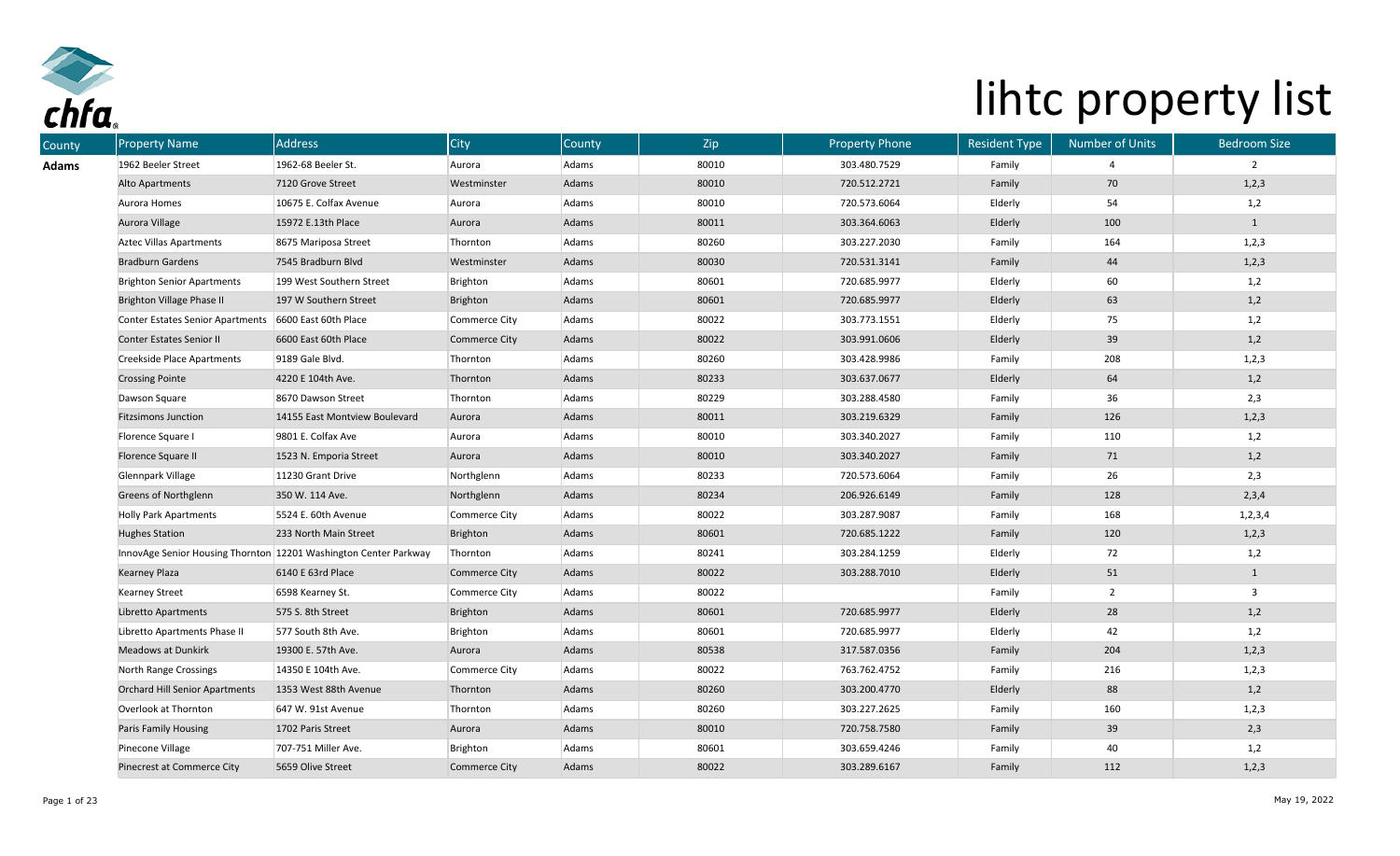# lihtc property list

| County | Property Name | Address | City | County | Zip | Property Phone | Resident Type | Number of Units | Bedroom Size |
|---|---|---|---|---|---|---|---|---|---|
| **Adams** | 1962 Beeler Street | 1962-68 Beeler St. | Aurora | Adams | 80010 | 303.480.7529 | Family | 4 | 2 |
| | Alto Apartments | 7120 Grove Street | Westminster | Adams | 80010 | 720.512.2721 | Family | 70 | 1,2,3 |
| | Aurora Homes | 10675 E. Colfax Avenue | Aurora | Adams | 80010 | 720.573.6064 | Elderly | 54 | 1,2 |
| | Aurora Village | 15972 E.13th Place | Aurora | Adams | 80011 | 303.364.6063 | Elderly | 100 | 1 |
| | Aztec Villas Apartments | 8675 Mariposa Street | Thornton | Adams | 80260 | 303.227.2030 | Family | 164 | 1,2,3 |
| | Bradburn Gardens | 7545 Bradburn Blvd | Westminster | Adams | 80030 | 720.531.3141 | Family | 44 | 1,2,3 |
| | Brighton Senior Apartments | 199 West Southern Street | Brighton | Adams | 80601 | 720.685.9977 | Elderly | 60 | 1,2 |
| | Brighton Village Phase II | 197 W Southern Street | Brighton | Adams | 80601 | 720.685.9977 | Elderly | 63 | 1,2 |
| | Conter Estates Senior Apartments | 6600 East 60th Place | Commerce City | Adams | 80022 | 303.773.1551 | Elderly | 75 | 1,2 |
| | Conter Estates Senior II | 6600 East 60th Place | Commerce City | Adams | 80022 | 303.991.0606 | Elderly | 39 | 1,2 |
| | Creekside Place Apartments | 9189 Gale Blvd. | Thornton | Adams | 80260 | 303.428.9986 | Family | 208 | 1,2,3 |
| | Crossing Pointe | 4220 E 104th Ave. | Thornton | Adams | 80233 | 303.637.0677 | Elderly | 64 | 1,2 |
| | Dawson Square | 8670 Dawson Street | Thornton | Adams | 80229 | 303.288.4580 | Family | 36 | 2,3 |
| | Fitzsimons Junction | 14155 East Montview Boulevard | Aurora | Adams | 80011 | 303.219.6329 | Family | 126 | 1,2,3 |
| | Florence Square I | 9801 E. Colfax Ave | Aurora | Adams | 80010 | 303.340.2027 | Family | 110 | 1,2 |
| | Florence Square II | 1523 N. Emporia Street | Aurora | Adams | 80010 | 303.340.2027 | Family | 71 | 1,2 |
| | Glennpark Village | 11230 Grant Drive | Northglenn | Adams | 80233 | 720.573.6064 | Family | 26 | 2,3 |
| | Greens of Northglenn | 350 W. 114 Ave. | Northglenn | Adams | 80234 | 206.926.6149 | Family | 128 | 2,3,4 |
| | Holly Park Apartments | 5524 E. 60th Avenue | Commerce City | Adams | 80022 | 303.287.9087 | Family | 168 | 1,2,3,4 |
| | Hughes Station | 233 North Main Street | Brighton | Adams | 80601 | 720.685.1222 | Family | 120 | 1,2,3 |
| | InnovAge Senior Housing Thornton | 12201 Washington Center Parkway | Thornton | Adams | 80241 | 303.284.1259 | Elderly | 72 | 1,2 |
| | Kearney Plaza | 6140 E 63rd Place | Commerce City | Adams | 80022 | 303.288.7010 | Elderly | 51 | 1 |
| | Kearney Street | 6598 Kearney St. | Commerce City | Adams | 80022 | | Family | 2 | 3 |
| | Libretto Apartments | 575 S. 8th Street | Brighton | Adams | 80601 | 720.685.9977 | Elderly | 28 | 1,2 |
| | Libretto Apartments Phase II | 577 South 8th Ave. | Brighton | Adams | 80601 | 720.685.9977 | Elderly | 42 | 1,2 |
| | Meadows at Dunkirk | 19300 E. 57th Ave. | Aurora | Adams | 80538 | 317.587.0356 | Family | 204 | 1,2,3 |
| | North Range Crossings | 14350 E 104th Ave. | Commerce City | Adams | 80022 | 763.762.4752 | Family | 216 | 1,2,3 |
| | Orchard Hill Senior Apartments | 1353 West 88th Avenue | Thornton | Adams | 80260 | 303.200.4770 | Elderly | 88 | 1,2 |
| | Overlook at Thornton | 647 W. 91st Avenue | Thornton | Adams | 80260 | 303.227.2625 | Family | 160 | 1,2,3 |
| | Paris Family Housing | 1702 Paris Street | Aurora | Adams | 80010 | 720.758.7580 | Family | 39 | 2,3 |
| | Pinecone Village | 707-751 Miller Ave. | Brighton | Adams | 80601 | 303.659.4246 | Family | 40 | 1,2 |
| | Pinecrest at Commerce City | 5659 Olive Street | Commerce City | Adams | 80022 | 303.289.6167 | Family | 112 | 1,2,3 |

May 19, 2022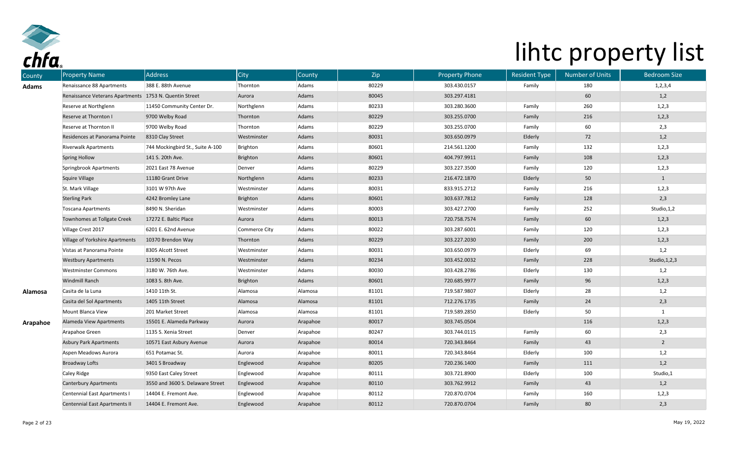# lihtc property list

| County | Property Name | Address | City | County | Zip | Property Phone | Resident Type | Number of Units | Bedroom Size |
|---|---|---|---|---|---|---|---|---|---|
| **Adams** | Renaissance 88 Apartments | 388 E. 88th Avenue | Thornton | Adams | 80229 | 303.430.0157 | Family | 180 | 1,2,3,4 |
| | Renaissance Veterans Apartments | 1753 N. Quentin Street | Aurora | Adams | 80045 | 303.297.4181 | | 60 | 1,2 |
| | Reserve at Northglenn | 11450 Community Center Dr. | Northglenn | Adams | 80233 | 303.280.3600 | Family | 260 | 1,2,3 |
| | Reserve at Thornton I | 9700 Welby Road | Thornton | Adams | 80229 | 303.255.0700 | Family | 216 | 1,2,3 |
| | Reserve at Thornton II | 9700 Welby Road | Thornton | Adams | 80229 | 303.255.0700 | Family | 60 | 2,3 |
| | Residences at Panorama Pointe | 8310 Clay Street | Westminster | Adams | 80031 | 303.650.0979 | Elderly | 72 | 1,2 |
| | Riverwalk Apartments | 744 Mockingbird St., Suite A-100 | Brighton | Adams | 80601 | 214.561.1200 | Family | 132 | 1,2,3 |
| | Spring Hollow | 141 S. 20th Ave. | Brighton | Adams | 80601 | 404.797.9911 | Family | 108 | 1,2,3 |
| | Springbrook Apartments | 2021 East 78 Avenue | Denver | Adams | 80229 | 303.227.3500 | Family | 120 | 1,2,3 |
| | Squire Village | 11180 Grant Drive | Northglenn | Adams | 80233 | 216.472.1870 | Elderly | 50 | 1 |
| | St. Mark Village | 3101 W 97th Ave | Westminster | Adams | 80031 | 833.915.2712 | Family | 216 | 1,2,3 |
| | Sterling Park | 4242 Bromley Lane | Brighton | Adams | 80601 | 303.637.7812 | Family | 128 | 2,3 |
| | Toscana Apartments | 8490 N. Sheridan | Westminster | Adams | 80003 | 303.427.2700 | Family | 252 | Studio,1,2 |
| | Townhomes at Tollgate Creek | 17272 E. Baltic Place | Aurora | Adams | 80013 | 720.758.7574 | Family | 60 | 1,2,3 |
| | Village Crest 2017 | 6201 E. 62nd Avenue | Commerce City | Adams | 80022 | 303.287.6001 | Family | 120 | 1,2,3 |
| | Village of Yorkshire Apartments | 10370 Brendon Way | Thornton | Adams | 80229 | 303.227.2030 | Family | 200 | 1,2,3 |
| | Vistas at Panorama Pointe | 8305 Alcott Street | Westminster | Adams | 80031 | 303.650.0979 | Elderly | 69 | 1,2 |
| | Westbury Apartments | 11590 N. Pecos | Westminster | Adams | 80234 | 303.452.0032 | Family | 228 | Studio,1,2,3 |
| | Westminster Commons | 3180 W. 76th Ave. | Westminster | Adams | 80030 | 303.428.2786 | Elderly | 130 | 1,2 |
| | Windmill Ranch | 1083 S. 8th Ave. | Brighton | Adams | 80601 | 720.685.9977 | Family | 96 | 1,2,3 |
| **Alamosa** | Casita de la Luna | 1410 11th St. | Alamosa | Alamosa | 81101 | 719.587.9807 | Elderly | 28 | 1,2 |
| | Casita del Sol Apartments | 1405 11th Street | Alamosa | Alamosa | 81101 | 712.276.1735 | Family | 24 | 2,3 |
| | Mount Blanca View | 201 Market Street | Alamosa | Alamosa | 81101 | 719.589.2850 | Elderly | 50 | 1 |
| **Arapahoe** | Alameda View Apartments | 15501 E. Alameda Parkway | Aurora | Arapahoe | 80017 | 303.745.0504 | | 116 | 1,2,3 |
| | Arapahoe Green | 1135 S. Xenia Street | Denver | Arapahoe | 80247 | 303.744.0115 | Family | 60 | 2,3 |
| | Asbury Park Apartments | 10571 East Asbury Avenue | Aurora | Arapahoe | 80014 | 720.343.8464 | Family | 43 | 2 |
| | Aspen Meadows Aurora | 651 Potamac St. | Aurora | Arapahoe | 80011 | 720.343.8464 | Elderly | 100 | 1,2 |
| | Broadway Lofts | 3401 S Broadway | Englewood | Arapahoe | 80205 | 720.236.1400 | Family | 111 | 1,2 |
| | Caley Ridge | 9350 East Caley Street | Englewood | Arapahoe | 80111 | 303.721.8900 | Elderly | 100 | Studio,1 |
| | Canterbury Apartments | 3550 and 3600 S. Delaware Street | Englewood | Arapahoe | 80110 | 303.762.9912 | Family | 43 | 1,2 |
| | Centennial East Apartments I | 14404 E. Fremont Ave. | Englewood | Arapahoe | 80112 | 720.870.0704 | Family | 160 | 1,2,3 |
| | Centennial East Apartments II | 14404 E. Fremont Ave. | Englewood | Arapahoe | 80112 | 720.870.0704 | Family | 80 | 2,3 |

May 19, 2022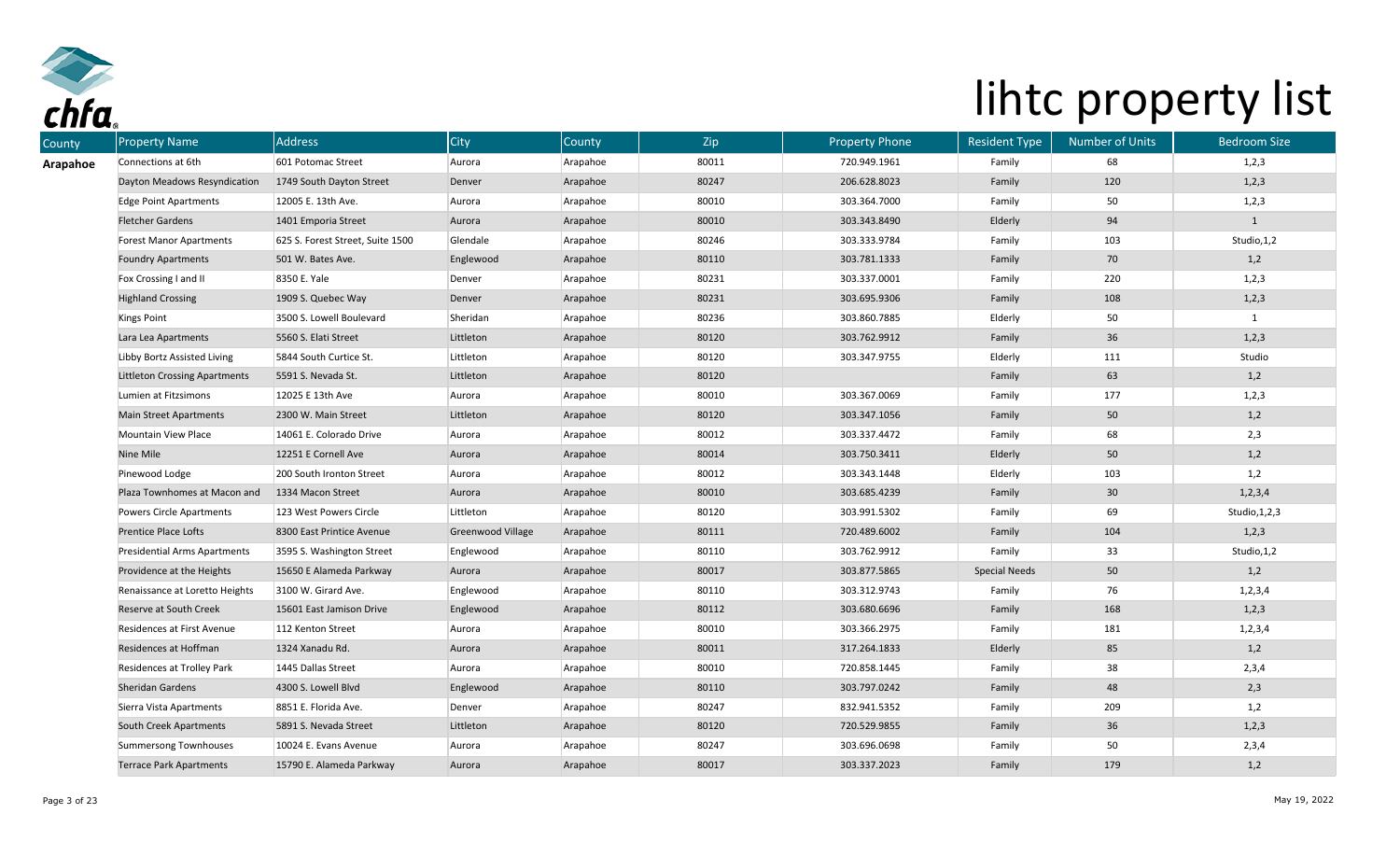# lihtc property list

| County | Property Name | Address | City | County | Zip | Property Phone | Resident Type | Number of Units | Bedroom Size |
|---|---|---|---|---|---|---|---|---|---|
| **Arapahoe** | Connections at 6th | 601 Potomac Street | Aurora | Arapahoe | 80011 | 720.949.1961 | Family | 68 | 1,2,3 |
| | Dayton Meadows Resyndication | 1749 South Dayton Street | Denver | Arapahoe | 80247 | 206.628.8023 | Family | 120 | 1,2,3 |
| | Edge Point Apartments | 12005 E. 13th Ave. | Aurora | Arapahoe | 80010 | 303.364.7000 | Family | 50 | 1,2,3 |
| | Fletcher Gardens | 1401 Emporia Street | Aurora | Arapahoe | 80010 | 303.343.8490 | Elderly | 94 | 1 |
| | Forest Manor Apartments | 625 S. Forest Street, Suite 1500 | Glendale | Arapahoe | 80246 | 303.333.9784 | Family | 103 | Studio,1,2 |
| | Foundry Apartments | 501 W. Bates Ave. | Englewood | Arapahoe | 80110 | 303.781.1333 | Family | 70 | 1,2 |
| | Fox Crossing I and II | 8350 E. Yale | Denver | Arapahoe | 80231 | 303.337.0001 | Family | 220 | 1,2,3 |
| | Highland Crossing | 1909 S. Quebec Way | Denver | Arapahoe | 80231 | 303.695.9306 | Family | 108 | 1,2,3 |
| | Kings Point | 3500 S. Lowell Boulevard | Sheridan | Arapahoe | 80236 | 303.860.7885 | Elderly | 50 | 1 |
| | Lara Lea Apartments | 5560 S. Elati Street | Littleton | Arapahoe | 80120 | 303.762.9912 | Family | 36 | 1,2,3 |
| | Libby Bortz Assisted Living | 5844 South Curtice St. | Littleton | Arapahoe | 80120 | 303.347.9755 | Elderly | 111 | Studio |
| | Littleton Crossing Apartments | 5591 S. Nevada St. | Littleton | Arapahoe | 80120 | | Family | 63 | 1,2 |
| | Lumien at Fitzsimons | 12025 E 13th Ave | Aurora | Arapahoe | 80010 | 303.367.0069 | Family | 177 | 1,2,3 |
| | Main Street Apartments | 2300 W. Main Street | Littleton | Arapahoe | 80120 | 303.347.1056 | Family | 50 | 1,2 |
| | Mountain View Place | 14061 E. Colorado Drive | Aurora | Arapahoe | 80012 | 303.337.4472 | Family | 68 | 2,3 |
| | Nine Mile | 12251 E Cornell Ave | Aurora | Arapahoe | 80014 | 303.750.3411 | Elderly | 50 | 1,2 |
| | Pinewood Lodge | 200 South Ironton Street | Aurora | Arapahoe | 80012 | 303.343.1448 | Elderly | 103 | 1,2 |
| | Plaza Townhomes at Macon and | 1334 Macon Street | Aurora | Arapahoe | 80010 | 303.685.4239 | Family | 30 | 1,2,3,4 |
| | Powers Circle Apartments | 123 West Powers Circle | Littleton | Arapahoe | 80120 | 303.991.5302 | Family | 69 | Studio,1,2,3 |
| | Prentice Place Lofts | 8300 East Printice Avenue | Greenwood Village | Arapahoe | 80111 | 720.489.6002 | Family | 104 | 1,2,3 |
| | Presidential Arms Apartments | 3595 S. Washington Street | Englewood | Arapahoe | 80110 | 303.762.9912 | Family | 33 | Studio,1,2 |
| | Providence at the Heights | 15650 E Alameda Parkway | Aurora | Arapahoe | 80017 | 303.877.5865 | Special Needs | 50 | 1,2 |
| | Renaissance at Loretto Heights | 3100 W. Girard Ave. | Englewood | Arapahoe | 80110 | 303.312.9743 | Family | 76 | 1,2,3,4 |
| | Reserve at South Creek | 15601 East Jamison Drive | Englewood | Arapahoe | 80112 | 303.680.6696 | Family | 168 | 1,2,3 |
| | Residences at First Avenue | 112 Kenton Street | Aurora | Arapahoe | 80010 | 303.366.2975 | Family | 181 | 1,2,3,4 |
| | Residences at Hoffman | 1324 Xanadu Rd. | Aurora | Arapahoe | 80011 | 317.264.1833 | Elderly | 85 | 1,2 |
| | Residences at Trolley Park | 1445 Dallas Street | Aurora | Arapahoe | 80010 | 720.858.1445 | Family | 38 | 2,3,4 |
| | Sheridan Gardens | 4300 S. Lowell Blvd | Englewood | Arapahoe | 80110 | 303.797.0242 | Family | 48 | 2,3 |
| | Sierra Vista Apartments | 8851 E. Florida Ave. | Denver | Arapahoe | 80247 | 832.941.5352 | Family | 209 | 1,2 |
| | South Creek Apartments | 5891 S. Nevada Street | Littleton | Arapahoe | 80120 | 720.529.9855 | Family | 36 | 1,2,3 |
| | Summersong Townhouses | 10024 E. Evans Avenue | Aurora | Arapahoe | 80247 | 303.696.0698 | Family | 50 | 2,3,4 |
| | Terrace Park Apartments | 15790 E. Alameda Parkway | Aurora | Arapahoe | 80017 | 303.337.2023 | Family | 179 | 1,2 |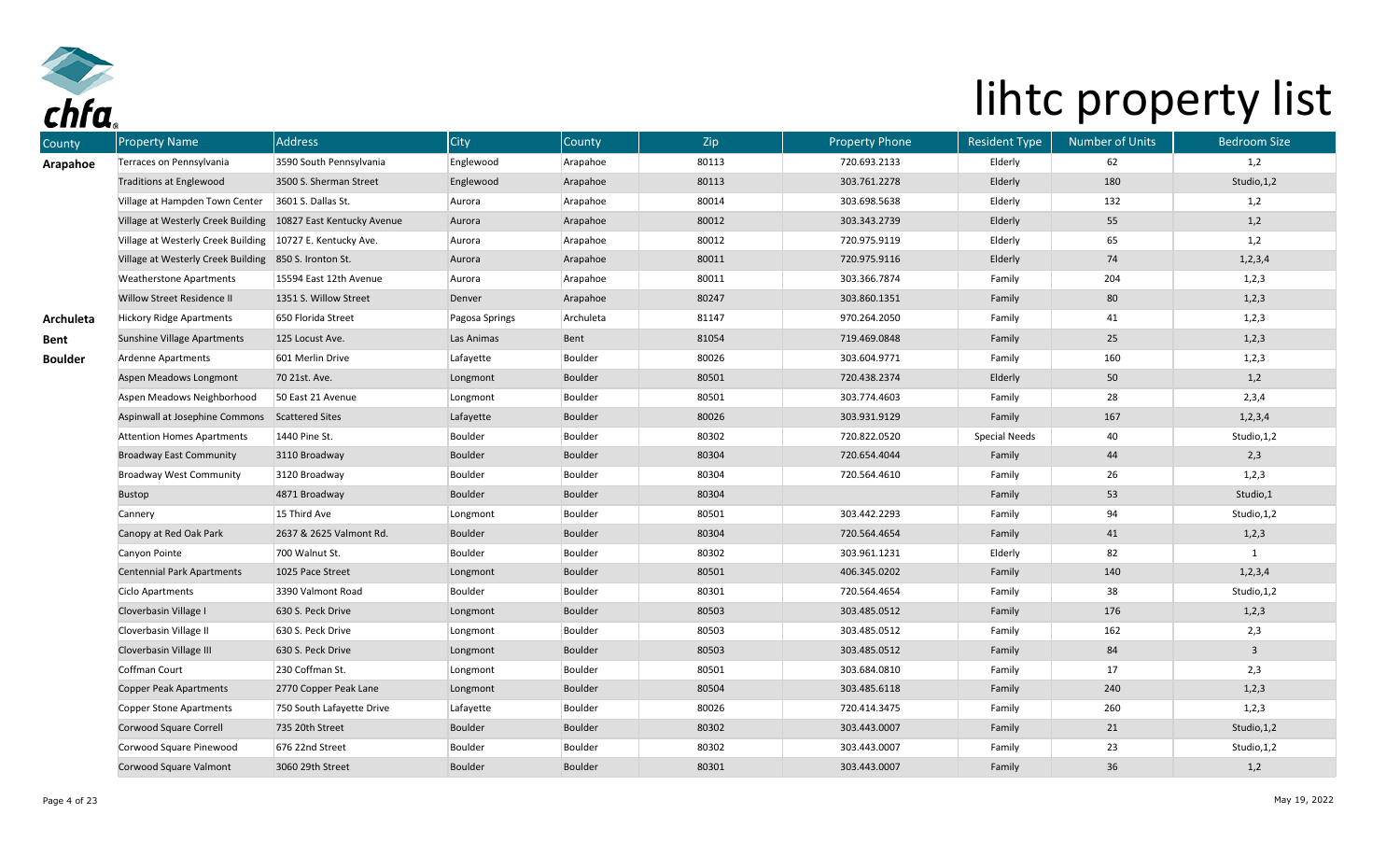# lihtc property list

| County | Property Name | Address | City | County | Zip | Property Phone | Resident Type | Number of Units | Bedroom Size |
|---|---|---|---|---|---|---|---|---|---|
| **Arapahoe** | Terraces on Pennsylvania | 3590 South Pennsylvania | Englewood | Arapahoe | 80113 | 720.693.2133 | Elderly | 62 | 1,2 |
| | Traditions at Englewood | 3500 S. Sherman Street | Englewood | Arapahoe | 80113 | 303.761.2278 | Elderly | 180 | Studio,1,2 |
| | Village at Hampden Town Center | 3601 S. Dallas St. | Aurora | Arapahoe | 80014 | 303.698.5638 | Elderly | 132 | 1,2 |
| | Village at Westerly Creek Building | 10827 East Kentucky Avenue | Aurora | Arapahoe | 80012 | 303.343.2739 | Elderly | 55 | 1,2 |
| | Village at Westerly Creek Building | 10727 E. Kentucky Ave. | Aurora | Arapahoe | 80012 | 720.975.9119 | Elderly | 65 | 1,2 |
| | Village at Westerly Creek Building | 850 S. Ironton St. | Aurora | Arapahoe | 80011 | 720.975.9116 | Elderly | 74 | 1,2,3,4 |
| | Weatherstone Apartments | 15594 East 12th Avenue | Aurora | Arapahoe | 80011 | 303.366.7874 | Family | 204 | 1,2,3 |
| | Willow Street Residence II | 1351 S. Willow Street | Denver | Arapahoe | 80247 | 303.860.1351 | Family | 80 | 1,2,3 |
| **Archuleta** | Hickory Ridge Apartments | 650 Florida Street | Pagosa Springs | Archuleta | 81147 | 970.264.2050 | Family | 41 | 1,2,3 |
| **Bent** | Sunshine Village Apartments | 125 Locust Ave. | Las Animas | Bent | 81054 | 719.469.0848 | Family | 25 | 1,2,3 |
| **Boulder** | Ardenne Apartments | 601 Merlin Drive | Lafayette | Boulder | 80026 | 303.604.9771 | Family | 160 | 1,2,3 |
| | Aspen Meadows Longmont | 70 21st. Ave. | Longmont | Boulder | 80501 | 720.438.2374 | Elderly | 50 | 1,2 |
| | Aspen Meadows Neighborhood | 50 East 21 Avenue | Longmont | Boulder | 80501 | 303.774.4603 | Family | 28 | 2,3,4 |
| | Aspinwall at Josephine Commons | Scattered Sites | Lafayette | Boulder | 80026 | 303.931.9129 | Family | 167 | 1,2,3,4 |
| | Attention Homes Apartments | 1440 Pine St. | Boulder | Boulder | 80302 | 720.822.0520 | Special Needs | 40 | Studio,1,2 |
| | Broadway East Community | 3110 Broadway | Boulder | Boulder | 80304 | 720.654.4044 | Family | 44 | 2,3 |
| | Broadway West Community | 3120 Broadway | Boulder | Boulder | 80304 | 720.564.4610 | Family | 26 | 1,2,3 |
| | Bustop | 4871 Broadway | Boulder | Boulder | 80304 | | Family | 53 | Studio,1 |
| | Cannery | 15 Third Ave | Longmont | Boulder | 80501 | 303.442.2293 | Family | 94 | Studio,1,2 |
| | Canopy at Red Oak Park | 2637 & 2625 Valmont Rd. | Boulder | Boulder | 80304 | 720.564.4654 | Family | 41 | 1,2,3 |
| | Canyon Pointe | 700 Walnut St. | Boulder | Boulder | 80302 | 303.961.1231 | Elderly | 82 | 1 |
| | Centennial Park Apartments | 1025 Pace Street | Longmont | Boulder | 80501 | 406.345.0202 | Family | 140 | 1,2,3,4 |
| | Ciclo Apartments | 3390 Valmont Road | Boulder | Boulder | 80301 | 720.564.4654 | Family | 38 | Studio,1,2 |
| | Cloverbasin Village I | 630 S. Peck Drive | Longmont | Boulder | 80503 | 303.485.0512 | Family | 176 | 1,2,3 |
| | Cloverbasin Village II | 630 S. Peck Drive | Longmont | Boulder | 80503 | 303.485.0512 | Family | 162 | 2,3 |
| | Cloverbasin Village III | 630 S. Peck Drive | Longmont | Boulder | 80503 | 303.485.0512 | Family | 84 | 3 |
| | Coffman Court | 230 Coffman St. | Longmont | Boulder | 80501 | 303.684.0810 | Family | 17 | 2,3 |
| | Copper Peak Apartments | 2770 Copper Peak Lane | Longmont | Boulder | 80504 | 303.485.6118 | Family | 240 | 1,2,3 |
| | Copper Stone Apartments | 750 South Lafayette Drive | Lafayette | Boulder | 80026 | 720.414.3475 | Family | 260 | 1,2,3 |
| | Corwood Square Correll | 735 20th Street | Boulder | Boulder | 80302 | 303.443.0007 | Family | 21 | Studio,1,2 |
| | Corwood Square Pinewood | 676 22nd Street | Boulder | Boulder | 80302 | 303.443.0007 | Family | 23 | Studio,1,2 |
| | Corwood Square Valmont | 3060 29th Street | Boulder | Boulder | 80301 | 303.443.0007 | Family | 36 | 1,2 |

May 19, 2022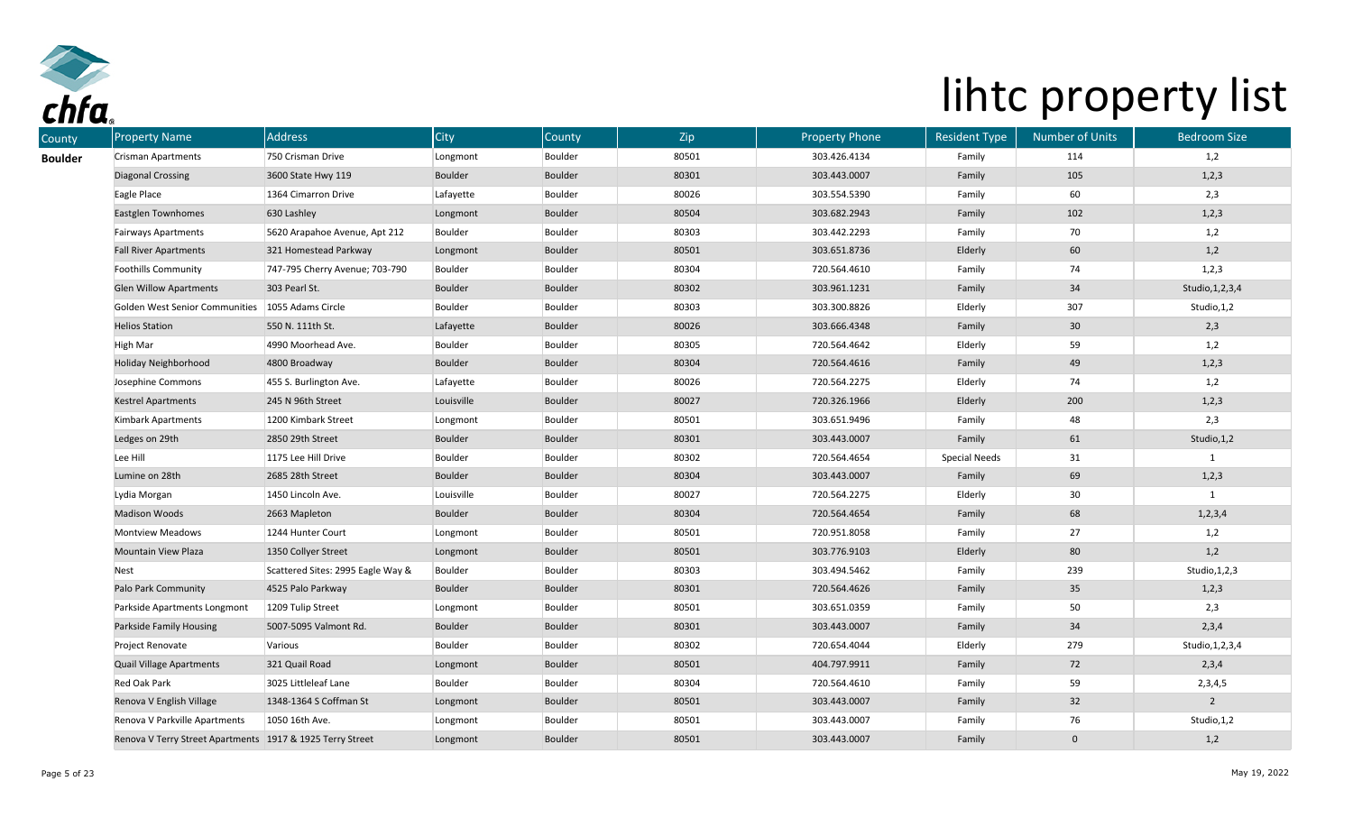# lihtc property list

| County | Property Name | Address | City | County | Zip | Property Phone | Resident Type | Number of Units | Bedroom Size |
|---|---|---|---|---|---|---|---|---|---|
| **Boulder** | Crisman Apartments | 750 Crisman Drive | Longmont | Boulder | 80501 | 303.426.4134 | Family | 114 | 1,2 |
| | Diagonal Crossing | 3600 State Hwy 119 | Boulder | Boulder | 80301 | 303.443.0007 | Family | 105 | 1,2,3 |
| | Eagle Place | 1364 Cimarron Drive | Lafayette | Boulder | 80026 | 303.554.5390 | Family | 60 | 2,3 |
| | Eastglen Townhomes | 630 Lashley | Longmont | Boulder | 80504 | 303.682.2943 | Family | 102 | 1,2,3 |
| | Fairways Apartments | 5620 Arapahoe Avenue, Apt 212 | Boulder | Boulder | 80303 | 303.442.2293 | Family | 70 | 1,2 |
| | Fall River Apartments | 321 Homestead Parkway | Longmont | Boulder | 80501 | 303.651.8736 | Elderly | 60 | 1,2 |
| | Foothills Community | 747-795 Cherry Avenue; 703-790 | Boulder | Boulder | 80304 | 720.564.4610 | Family | 74 | 1,2,3 |
| | Glen Willow Apartments | 303 Pearl St. | Boulder | Boulder | 80302 | 303.961.1231 | Family | 34 | Studio,1,2,3,4 |
| | Golden West Senior Communities | 1055 Adams Circle | Boulder | Boulder | 80303 | 303.300.8826 | Elderly | 307 | Studio,1,2 |
| | Helios Station | 550 N. 111th St. | Lafayette | Boulder | 80026 | 303.666.4348 | Family | 30 | 2,3 |
| | High Mar | 4990 Moorhead Ave. | Boulder | Boulder | 80305 | 720.564.4642 | Elderly | 59 | 1,2 |
| | Holiday Neighborhood | 4800 Broadway | Boulder | Boulder | 80304 | 720.564.4616 | Family | 49 | 1,2,3 |
| | Josephine Commons | 455 S. Burlington Ave. | Lafayette | Boulder | 80026 | 720.564.2275 | Elderly | 74 | 1,2 |
| | Kestrel Apartments | 245 N 96th Street | Louisville | Boulder | 80027 | 720.326.1966 | Elderly | 200 | 1,2,3 |
| | Kimbark Apartments | 1200 Kimbark Street | Longmont | Boulder | 80501 | 303.651.9496 | Family | 48 | 2,3 |
| | Ledges on 29th | 2850 29th Street | Boulder | Boulder | 80301 | 303.443.0007 | Family | 61 | Studio,1,2 |
| | Lee Hill | 1175 Lee Hill Drive | Boulder | Boulder | 80302 | 720.564.4654 | Special Needs | 31 | 1 |
| | Lumine on 28th | 2685 28th Street | Boulder | Boulder | 80304 | 303.443.0007 | Family | 69 | 1,2,3 |
| | Lydia Morgan | 1450 Lincoln Ave. | Louisville | Boulder | 80027 | 720.564.2275 | Elderly | 30 | 1 |
| | Madison Woods | 2663 Mapleton | Boulder | Boulder | 80304 | 720.564.4654 | Family | 68 | 1,2,3,4 |
| | Montview Meadows | 1244 Hunter Court | Longmont | Boulder | 80501 | 720.951.8058 | Family | 27 | 1,2 |
| | Mountain View Plaza | 1350 Collyer Street | Longmont | Boulder | 80501 | 303.776.9103 | Elderly | 80 | 1,2 |
| | Nest | Scattered Sites: 2995 Eagle Way & | Boulder | Boulder | 80303 | 303.494.5462 | Family | 239 | Studio,1,2,3 |
| | Palo Park Community | 4525 Palo Parkway | Boulder | Boulder | 80301 | 720.564.4626 | Family | 35 | 1,2,3 |
| | Parkside Apartments Longmont | 1209 Tulip Street | Longmont | Boulder | 80501 | 303.651.0359 | Family | 50 | 2,3 |
| | Parkside Family Housing | 5007-5095 Valmont Rd. | Boulder | Boulder | 80301 | 303.443.0007 | Family | 34 | 2,3,4 |
| | Project Renovate | Various | Boulder | Boulder | 80302 | 720.654.4044 | Elderly | 279 | Studio,1,2,3,4 |
| | Quail Village Apartments | 321 Quail Road | Longmont | Boulder | 80501 | 404.797.9911 | Family | 72 | 2,3,4 |
| | Red Oak Park | 3025 Littleleaf Lane | Boulder | Boulder | 80304 | 720.564.4610 | Family | 59 | 2,3,4,5 |
| | Renova V English Village | 1348-1364 S Coffman St | Longmont | Boulder | 80501 | 303.443.0007 | Family | 32 | 2 |
| | Renova V Parkville Apartments | 1050 16th Ave. | Longmont | Boulder | 80501 | 303.443.0007 | Family | 76 | Studio,1,2 |
| | Renova V Terry Street Apartments | 1917 & 1925 Terry Street | Longmont | Boulder | 80501 | 303.443.0007 | Family | 0 | 1,2 |

May 19, 2022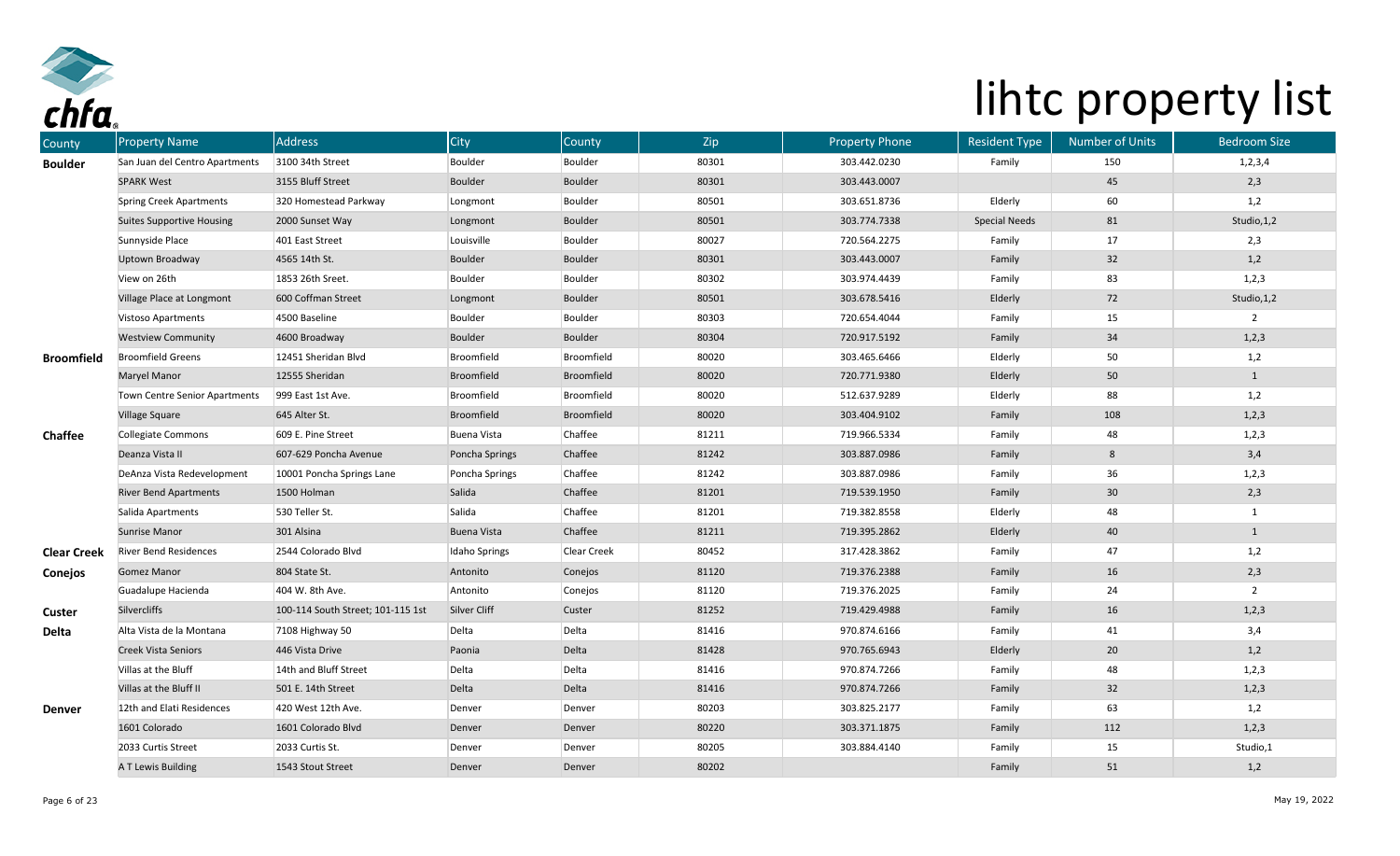# lihtc property list

| County | Property Name | Address | City | County | Zip | Property Phone | Resident Type | Number of Units | Bedroom Size |
|---|---|---|---|---|---|---|---|---|---|
| **Boulder** | San Juan del Centro Apartments | 3100 34th Street | Boulder | Boulder | 80301 | 303.442.0230 | Family | 150 | 1,2,3,4 |
| | SPARK West | 3155 Bluff Street | Boulder | Boulder | 80301 | 303.443.0007 | | 45 | 2,3 |
| | Spring Creek Apartments | 320 Homestead Parkway | Longmont | Boulder | 80501 | 303.651.8736 | Elderly | 60 | 1,2 |
| | Suites Supportive Housing | 2000 Sunset Way | Longmont | Boulder | 80501 | 303.774.7338 | Special Needs | 81 | Studio,1,2 |
| | Sunnyside Place | 401 East Street | Louisville | Boulder | 80027 | 720.564.2275 | Family | 17 | 2,3 |
| | Uptown Broadway | 4565 14th St. | Boulder | Boulder | 80301 | 303.443.0007 | Family | 32 | 1,2 |
| | View on 26th | 1853 26th Sreet. | Boulder | Boulder | 80302 | 303.974.4439 | Family | 83 | 1,2,3 |
| | Village Place at Longmont | 600 Coffman Street | Longmont | Boulder | 80501 | 303.678.5416 | Elderly | 72 | Studio,1,2 |
| | Vistoso Apartments | 4500 Baseline | Boulder | Boulder | 80303 | 720.654.4044 | Family | 15 | 2 |
| | Westview Community | 4600 Broadway | Boulder | Boulder | 80304 | 720.917.5192 | Family | 34 | 1,2,3 |
| **Broomfield** | Broomfield Greens | 12451 Sheridan Blvd | Broomfield | Broomfield | 80020 | 303.465.6466 | Elderly | 50 | 1,2 |
| | Maryel Manor | 12555 Sheridan | Broomfield | Broomfield | 80020 | 720.771.9380 | Elderly | 50 | 1 |
| | Town Centre Senior Apartments | 999 East 1st Ave. | Broomfield | Broomfield | 80020 | 512.637.9289 | Elderly | 88 | 1,2 |
| | Village Square | 645 Alter St. | Broomfield | Broomfield | 80020 | 303.404.9102 | Family | 108 | 1,2,3 |
| **Chaffee** | Collegiate Commons | 609 E. Pine Street | Buena Vista | Chaffee | 81211 | 719.966.5334 | Family | 48 | 1,2,3 |
| | Deanza Vista II | 607-629 Poncha Avenue | Poncha Springs | Chaffee | 81242 | 303.887.0986 | Family | 8 | 3,4 |
| | DeAnza Vista Redevelopment | 10001 Poncha Springs Lane | Poncha Springs | Chaffee | 81242 | 303.887.0986 | Family | 36 | 1,2,3 |
| | River Bend Apartments | 1500 Holman | Salida | Chaffee | 81201 | 719.539.1950 | Family | 30 | 2,3 |
| | Salida Apartments | 530 Teller St. | Salida | Chaffee | 81201 | 719.382.8558 | Elderly | 48 | 1 |
| | Sunrise Manor | 301 Alsina | Buena Vista | Chaffee | 81211 | 719.395.2862 | Elderly | 40 | 1 |
| **Clear Creek** | River Bend Residences | 2544 Colorado Blvd | Idaho Springs | Clear Creek | 80452 | 317.428.3862 | Family | 47 | 1,2 |
| **Conejos** | Gomez Manor | 804 State St. | Antonito | Conejos | 81120 | 719.376.2388 | Family | 16 | 2,3 |
| | Guadalupe Hacienda | 404 W. 8th Ave. | Antonito | Conejos | 81120 | 719.376.2025 | Family | 24 | 2 |
| **Custer** | Silvercliffs | 100-114 South Street; 101-115 1st | Silver Cliff | Custer | 81252 | 719.429.4988 | Family | 16 | 1,2,3 |
| **Delta** | Alta Vista de la Montana | 7108 Highway 50 | Delta | Delta | 81416 | 970.874.6166 | Family | 41 | 3,4 |
| | Creek Vista Seniors | 446 Vista Drive | Paonia | Delta | 81428 | 970.765.6943 | Elderly | 20 | 1,2 |
| | Villas at the Bluff | 14th and Bluff Street | Delta | Delta | 81416 | 970.874.7266 | Family | 48 | 1,2,3 |
| | Villas at the Bluff II | 501 E. 14th Street | Delta | Delta | 81416 | 970.874.7266 | Family | 32 | 1,2,3 |
| **Denver** | 12th and Elati Residences | 420 West 12th Ave. | Denver | Denver | 80203 | 303.825.2177 | Family | 63 | 1,2 |
| | 1601 Colorado | 1601 Colorado Blvd | Denver | Denver | 80220 | 303.371.1875 | Family | 112 | 1,2,3 |
| | 2033 Curtis Street | 2033 Curtis St. | Denver | Denver | 80205 | 303.884.4140 | Family | 15 | Studio,1 |
| | A T Lewis Building | 1543 Stout Street | Denver | Denver | 80202 | | Family | 51 | 1,2 |

May 19, 2022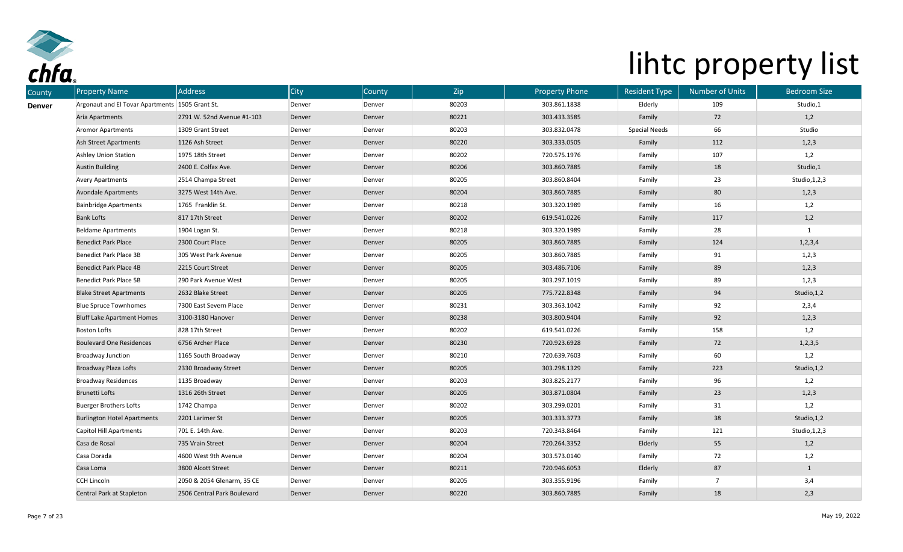# lihtc property list

| County | Property Name | Address | City | County | Zip | Property Phone | Resident Type | Number of Units | Bedroom Size |
|---|---|---|---|---|---|---|---|---|---|
| **Denver** | Argonaut and El Tovar Apartments | 1505 Grant St. | Denver | Denver | 80203 | 303.861.1838 | Elderly | 109 | Studio,1 |
| | Aria Apartments | 2791 W. 52nd Avenue #1-103 | Denver | Denver | 80221 | 303.433.3585 | Family | 72 | 1,2 |
| | Aromor Apartments | 1309 Grant Street | Denver | Denver | 80203 | 303.832.0478 | Special Needs | 66 | Studio |
| | Ash Street Apartments | 1126 Ash Street | Denver | Denver | 80220 | 303.333.0505 | Family | 112 | 1,2,3 |
| | Ashley Union Station | 1975 18th Street | Denver | Denver | 80202 | 720.575.1976 | Family | 107 | 1,2 |
| | Austin Building | 2400 E. Colfax Ave. | Denver | Denver | 80206 | 303.860.7885 | Family | 18 | Studio,1 |
| | Avery Apartments | 2514 Champa Street | Denver | Denver | 80205 | 303.860.8404 | Family | 23 | Studio,1,2,3 |
| | Avondale Apartments | 3275 West 14th Ave. | Denver | Denver | 80204 | 303.860.7885 | Family | 80 | 1,2,3 |
| | Bainbridge Apartments | 1765 Franklin St. | Denver | Denver | 80218 | 303.320.1989 | Family | 16 | 1,2 |
| | Bank Lofts | 817 17th Street | Denver | Denver | 80202 | 619.541.0226 | Family | 117 | 1,2 |
| | Beldame Apartments | 1904 Logan St. | Denver | Denver | 80218 | 303.320.1989 | Family | 28 | 1 |
| | Benedict Park Place | 2300 Court Place | Denver | Denver | 80205 | 303.860.7885 | Family | 124 | 1,2,3,4 |
| | Benedict Park Place 3B | 305 West Park Avenue | Denver | Denver | 80205 | 303.860.7885 | Family | 91 | 1,2,3 |
| | Benedict Park Place 4B | 2215 Court Street | Denver | Denver | 80205 | 303.486.7106 | Family | 89 | 1,2,3 |
| | Benedict Park Place 5B | 290 Park Avenue West | Denver | Denver | 80205 | 303.297.1019 | Family | 89 | 1,2,3 |
| | Blake Street Apartments | 2632 Blake Street | Denver | Denver | 80205 | 775.722.8348 | Family | 94 | Studio,1,2 |
| | Blue Spruce Townhomes | 7300 East Severn Place | Denver | Denver | 80231 | 303.363.1042 | Family | 92 | 2,3,4 |
| | Bluff Lake Apartment Homes | 3100-3180 Hanover | Denver | Denver | 80238 | 303.800.9404 | Family | 92 | 1,2,3 |
| | Boston Lofts | 828 17th Street | Denver | Denver | 80202 | 619.541.0226 | Family | 158 | 1,2 |
| | Boulevard One Residences | 6756 Archer Place | Denver | Denver | 80230 | 720.923.6928 | Family | 72 | 1,2,3,5 |
| | Broadway Junction | 1165 South Broadway | Denver | Denver | 80210 | 720.639.7603 | Family | 60 | 1,2 |
| | Broadway Plaza Lofts | 2330 Broadway Street | Denver | Denver | 80205 | 303.298.1329 | Family | 223 | Studio,1,2 |
| | Broadway Residences | 1135 Broadway | Denver | Denver | 80203 | 303.825.2177 | Family | 96 | 1,2 |
| | Brunetti Lofts | 1316 26th Street | Denver | Denver | 80205 | 303.871.0804 | Family | 23 | 1,2,3 |
| | Buerger Brothers Lofts | 1742 Champa | Denver | Denver | 80202 | 303.299.0201 | Family | 31 | 1,2 |
| | Burlington Hotel Apartments | 2201 Larimer St | Denver | Denver | 80205 | 303.333.3773 | Family | 38 | Studio,1,2 |
| | Capitol Hill Apartments | 701 E. 14th Ave. | Denver | Denver | 80203 | 720.343.8464 | Family | 121 | Studio,1,2,3 |
| | Casa de Rosal | 735 Vrain Street | Denver | Denver | 80204 | 720.264.3352 | Elderly | 55 | 1,2 |
| | Casa Dorada | 4600 West 9th Avenue | Denver | Denver | 80204 | 303.573.0140 | Family | 72 | 1,2 |
| | Casa Loma | 3800 Alcott Street | Denver | Denver | 80211 | 720.946.6053 | Elderly | 87 | 1 |
| | CCH Lincoln | 2050 & 2054 Glenarm, 35 CE | Denver | Denver | 80205 | 303.355.9196 | Family | 7 | 3,4 |
| | Central Park at Stapleton | 2506 Central Park Boulevard | Denver | Denver | 80220 | 303.860.7885 | Family | 18 | 2,3 |

May 19, 2022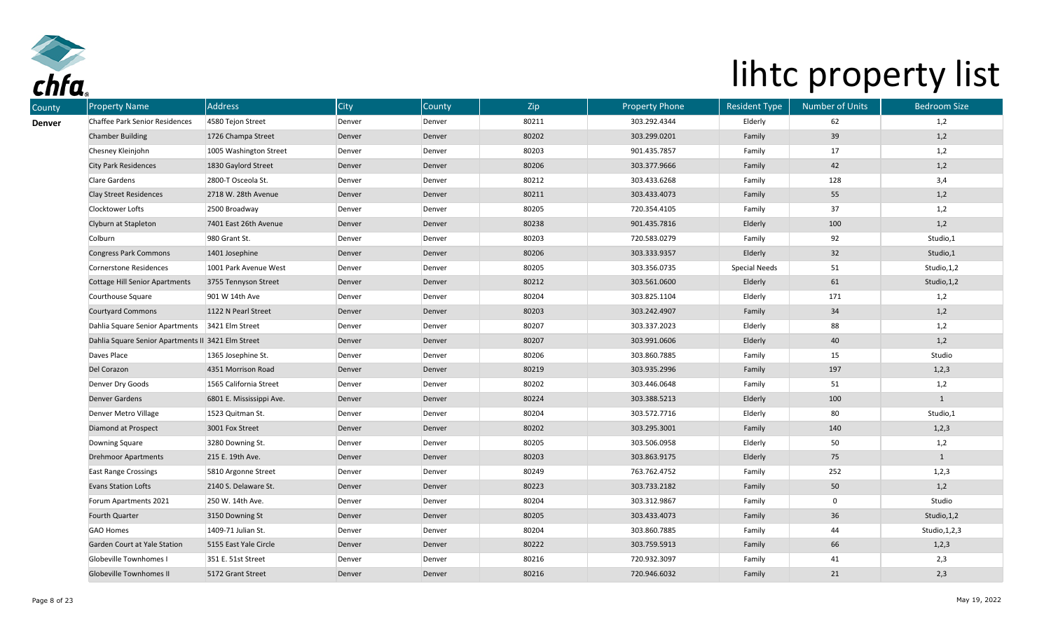# lihtc property list

| County | Property Name | Address | City | County | Zip | Property Phone | Resident Type | Number of Units | Bedroom Size |
|---|---|---|---|---|---|---|---|---|---|
| **Denver** | Chaffee Park Senior Residences | 4580 Tejon Street | Denver | Denver | 80211 | 303.292.4344 | Elderly | 62 | 1,2 |
| | Chamber Building | 1726 Champa Street | Denver | Denver | 80202 | 303.299.0201 | Family | 39 | 1,2 |
| | Chesney Kleinjohn | 1005 Washington Street | Denver | Denver | 80203 | 901.435.7857 | Family | 17 | 1,2 |
| | City Park Residences | 1830 Gaylord Street | Denver | Denver | 80206 | 303.377.9666 | Family | 42 | 1,2 |
| | Clare Gardens | 2800-T Osceola St. | Denver | Denver | 80212 | 303.433.6268 | Family | 128 | 3,4 |
| | Clay Street Residences | 2718 W. 28th Avenue | Denver | Denver | 80211 | 303.433.4073 | Family | 55 | 1,2 |
| | Clocktower Lofts | 2500 Broadway | Denver | Denver | 80205 | 720.354.4105 | Family | 37 | 1,2 |
| | Clyburn at Stapleton | 7401 East 26th Avenue | Denver | Denver | 80238 | 901.435.7816 | Elderly | 100 | 1,2 |
| | Colburn | 980 Grant St. | Denver | Denver | 80203 | 720.583.0279 | Family | 92 | Studio,1 |
| | Congress Park Commons | 1401 Josephine | Denver | Denver | 80206 | 303.333.9357 | Elderly | 32 | Studio,1 |
| | Cornerstone Residences | 1001 Park Avenue West | Denver | Denver | 80205 | 303.356.0735 | Special Needs | 51 | Studio,1,2 |
| | Cottage Hill Senior Apartments | 3755 Tennyson Street | Denver | Denver | 80212 | 303.561.0600 | Elderly | 61 | Studio,1,2 |
| | Courthouse Square | 901 W 14th Ave | Denver | Denver | 80204 | 303.825.1104 | Elderly | 171 | 1,2 |
| | Courtyard Commons | 1122 N Pearl Street | Denver | Denver | 80203 | 303.242.4907 | Family | 34 | 1,2 |
| | Dahlia Square Senior Apartments | 3421 Elm Street | Denver | Denver | 80207 | 303.337.2023 | Elderly | 88 | 1,2 |
| | Dahlia Square Senior Apartments II | 3421 Elm Street | Denver | Denver | 80207 | 303.991.0606 | Elderly | 40 | 1,2 |
| | Daves Place | 1365 Josephine St. | Denver | Denver | 80206 | 303.860.7885 | Family | 15 | Studio |
| | Del Corazon | 4351 Morrison Road | Denver | Denver | 80219 | 303.935.2996 | Family | 197 | 1,2,3 |
| | Denver Dry Goods | 1565 California Street | Denver | Denver | 80202 | 303.446.0648 | Family | 51 | 1,2 |
| | Denver Gardens | 6801 E. Mississippi Ave. | Denver | Denver | 80224 | 303.388.5213 | Elderly | 100 | 1 |
| | Denver Metro Village | 1523 Quitman St. | Denver | Denver | 80204 | 303.572.7716 | Elderly | 80 | Studio,1 |
| | Diamond at Prospect | 3001 Fox Street | Denver | Denver | 80202 | 303.295.3001 | Family | 140 | 1,2,3 |
| | Downing Square | 3280 Downing St. | Denver | Denver | 80205 | 303.506.0958 | Elderly | 50 | 1,2 |
| | Drehmoor Apartments | 215 E. 19th Ave. | Denver | Denver | 80203 | 303.863.9175 | Elderly | 75 | 1 |
| | East Range Crossings | 5810 Argonne Street | Denver | Denver | 80249 | 763.762.4752 | Family | 252 | 1,2,3 |
| | Evans Station Lofts | 2140 S. Delaware St. | Denver | Denver | 80223 | 303.733.2182 | Family | 50 | 1,2 |
| | Forum Apartments 2021 | 250 W. 14th Ave. | Denver | Denver | 80204 | 303.312.9867 | Family | 0 | Studio |
| | Fourth Quarter | 3150 Downing St | Denver | Denver | 80205 | 303.433.4073 | Family | 36 | Studio,1,2 |
| | GAO Homes | 1409-71 Julian St. | Denver | Denver | 80204 | 303.860.7885 | Family | 44 | Studio,1,2,3 |
| | Garden Court at Yale Station | 5155 East Yale Circle | Denver | Denver | 80222 | 303.759.5913 | Family | 66 | 1,2,3 |
| | Globeville Townhomes I | 351 E. 51st Street | Denver | Denver | 80216 | 720.932.3097 | Family | 41 | 2,3 |
| | Globeville Townhomes II | 5172 Grant Street | Denver | Denver | 80216 | 720.946.6032 | Family | 21 | 2,3 |

May 19, 2022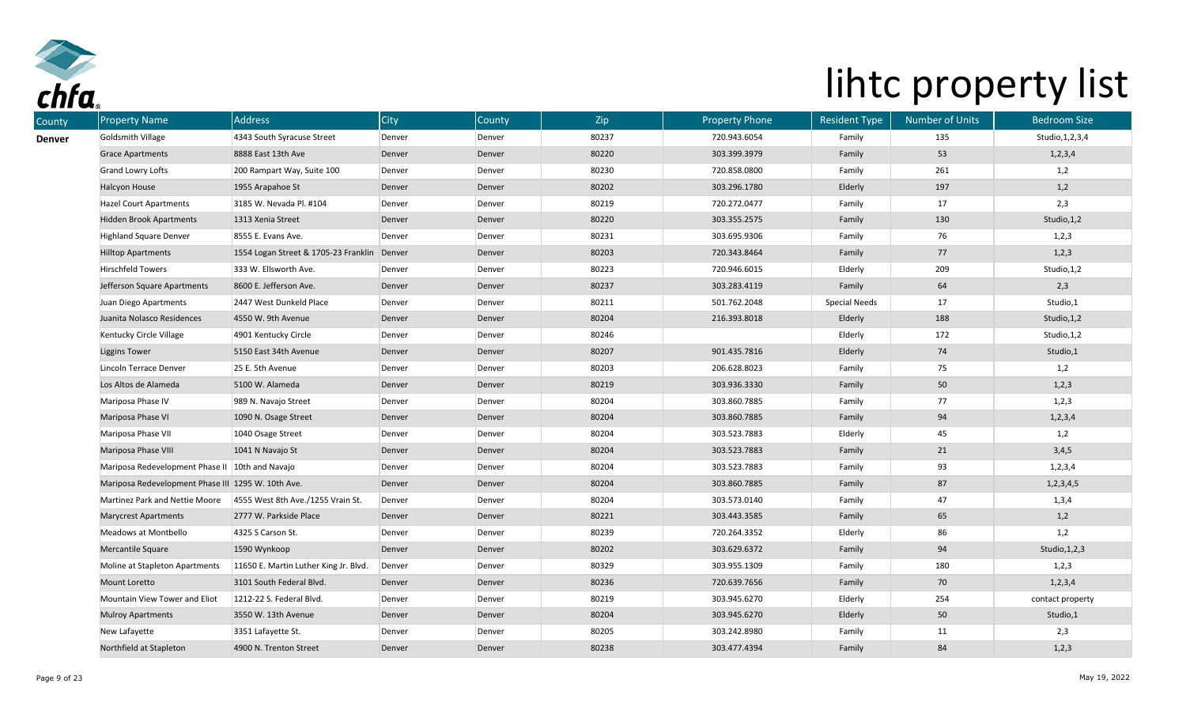# lihtc property list

| County | Property Name | Address | City | County | Zip | Property Phone | Resident Type | Number of Units | Bedroom Size |
|---|---|---|---|---|---|---|---|---|---|
| **Denver** | Goldsmith Village | 4343 South Syracuse Street | Denver | Denver | 80237 | 720.943.6054 | Family | 135 | Studio,1,2,3,4 |
| | Grace Apartments | 8888 East 13th Ave | Denver | Denver | 80220 | 303.399.3979 | Family | 53 | 1,2,3,4 |
| | Grand Lowry Lofts | 200 Rampart Way, Suite 100 | Denver | Denver | 80230 | 720.858.0800 | Family | 261 | 1,2 |
| | Halcyon House | 1955 Arapahoe St | Denver | Denver | 80202 | 303.296.1780 | Elderly | 197 | 1,2 |
| | Hazel Court Apartments | 3185 W. Nevada Pl. #104 | Denver | Denver | 80219 | 720.272.0477 | Family | 17 | 2,3 |
| | Hidden Brook Apartments | 1313 Xenia Street | Denver | Denver | 80220 | 303.355.2575 | Family | 130 | Studio,1,2 |
| | Highland Square Denver | 8555 E. Evans Ave. | Denver | Denver | 80231 | 303.695.9306 | Family | 76 | 1,2,3 |
| | Hilltop Apartments | 1554 Logan Street & 1705-23 Franklin | Denver | Denver | 80203 | 720.343.8464 | Family | 77 | 1,2,3 |
| | Hirschfeld Towers | 333 W. Ellsworth Ave. | Denver | Denver | 80223 | 720.946.6015 | Elderly | 209 | Studio,1,2 |
| | Jefferson Square Apartments | 8600 E. Jefferson Ave. | Denver | Denver | 80237 | 303.283.4119 | Family | 64 | 2,3 |
| | Juan Diego Apartments | 2447 West Dunkeld Place | Denver | Denver | 80211 | 501.762.2048 | Special Needs | 17 | Studio,1 |
| | Juanita Nolasco Residences | 4550 W. 9th Avenue | Denver | Denver | 80204 | 216.393.8018 | Elderly | 188 | Studio,1,2 |
| | Kentucky Circle Village | 4901 Kentucky Circle | Denver | Denver | 80246 | | Elderly | 172 | Studio,1,2 |
| | Liggins Tower | 5150 East 34th Avenue | Denver | Denver | 80207 | 901.435.7816 | Elderly | 74 | Studio,1 |
| | Lincoln Terrace Denver | 25 E. 5th Avenue | Denver | Denver | 80203 | 206.628.8023 | Family | 75 | 1,2 |
| | Los Altos de Alameda | 5100 W. Alameda | Denver | Denver | 80219 | 303.936.3330 | Family | 50 | 1,2,3 |
| | Mariposa Phase IV | 989 N. Navajo Street | Denver | Denver | 80204 | 303.860.7885 | Family | 77 | 1,2,3 |
| | Mariposa Phase VI | 1090 N. Osage Street | Denver | Denver | 80204 | 303.860.7885 | Family | 94 | 1,2,3,4 |
| | Mariposa Phase VII | 1040 Osage Street | Denver | Denver | 80204 | 303.523.7883 | Elderly | 45 | 1,2 |
| | Mariposa Phase VIII | 1041 N Navajo St | Denver | Denver | 80204 | 303.523.7883 | Family | 21 | 3,4,5 |
| | Mariposa Redevelopment Phase II | 10th and Navajo | Denver | Denver | 80204 | 303.523.7883 | Family | 93 | 1,2,3,4 |
| | Mariposa Redevelopment Phase III | 1295 W. 10th Ave. | Denver | Denver | 80204 | 303.860.7885 | Family | 87 | 1,2,3,4,5 |
| | Martinez Park and Nettie Moore | 4555 West 8th Ave./1255 Vrain St. | Denver | Denver | 80204 | 303.573.0140 | Family | 47 | 1,3,4 |
| | Marycrest Apartments | 2777 W. Parkside Place | Denver | Denver | 80221 | 303.443.3585 | Family | 65 | 1,2 |
| | Meadows at Montbello | 4325 S Carson St. | Denver | Denver | 80239 | 720.264.3352 | Elderly | 86 | 1,2 |
| | Mercantile Square | 1590 Wynkoop | Denver | Denver | 80202 | 303.629.6372 | Family | 94 | Studio,1,2,3 |
| | Moline at Stapleton Apartments | 11650 E. Martin Luther King Jr. Blvd. | Denver | Denver | 80329 | 303.955.1309 | Family | 180 | 1,2,3 |
| | Mount Loretto | 3101 South Federal Blvd. | Denver | Denver | 80236 | 720.639.7656 | Family | 70 | 1,2,3,4 |
| | Mountain View Tower and Eliot | 1212-22 S. Federal Blvd. | Denver | Denver | 80219 | 303.945.6270 | Elderly | 254 | contact property |
| | Mulroy Apartments | 3550 W. 13th Avenue | Denver | Denver | 80204 | 303.945.6270 | Elderly | 50 | Studio,1 |
| | New Lafayette | 3351 Lafayette St. | Denver | Denver | 80205 | 303.242.8980 | Family | 11 | 2,3 |
| | Northfield at Stapleton | 4900 N. Trenton Street | Denver | Denver | 80238 | 303.477.4394 | Family | 84 | 1,2,3 |

May 19, 2022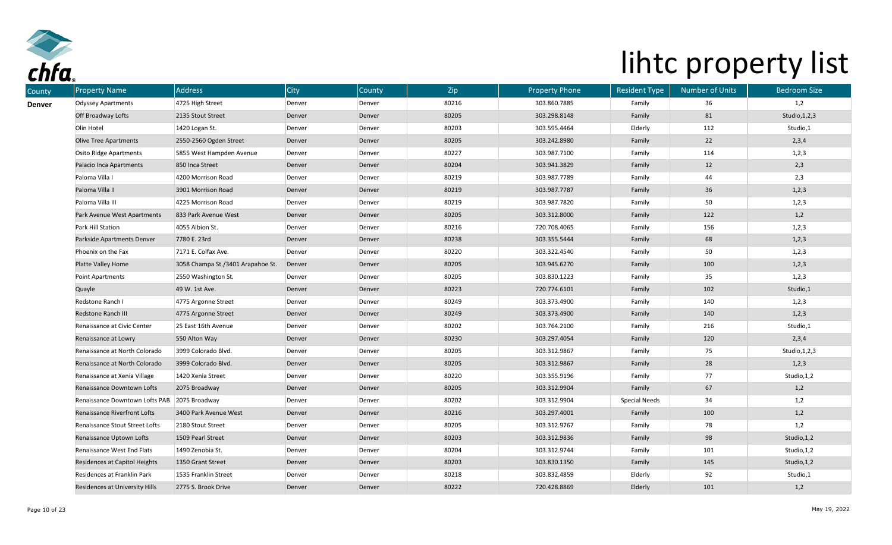# lihtc property list

| County | Property Name | Address | City | County | Zip | Property Phone | Resident Type | Number of Units | Bedroom Size |
|---|---|---|---|---|---|---|---|---|---|
| **Denver** | Odyssey Apartments | 4725 High Street | Denver | Denver | 80216 | 303.860.7885 | Family | 36 | 1,2 |
| | Off Broadway Lofts | 2135 Stout Street | Denver | Denver | 80205 | 303.298.8148 | Family | 81 | Studio,1,2,3 |
| | Olin Hotel | 1420 Logan St. | Denver | Denver | 80203 | 303.595.4464 | Elderly | 112 | Studio,1 |
| | Olive Tree Apartments | 2550-2560 Ogden Street | Denver | Denver | 80205 | 303.242.8980 | Family | 22 | 2,3,4 |
| | Osito Ridge Apartments | 5855 West Hampden Avenue | Denver | Denver | 80227 | 303.987.7100 | Family | 114 | 1,2,3 |
| | Palacio Inca Apartments | 850 Inca Street | Denver | Denver | 80204 | 303.941.3829 | Family | 12 | 2,3 |
| | Paloma Villa I | 4200 Morrison Road | Denver | Denver | 80219 | 303.987.7789 | Family | 44 | 2,3 |
| | Paloma Villa II | 3901 Morrison Road | Denver | Denver | 80219 | 303.987.7787 | Family | 36 | 1,2,3 |
| | Paloma Villa III | 4225 Morrison Road | Denver | Denver | 80219 | 303.987.7820 | Family | 50 | 1,2,3 |
| | Park Avenue West Apartments | 833 Park Avenue West | Denver | Denver | 80205 | 303.312.8000 | Family | 122 | 1,2 |
| | Park Hill Station | 4055 Albion St. | Denver | Denver | 80216 | 720.708.4065 | Family | 156 | 1,2,3 |
| | Parkside Apartments Denver | 7780 E. 23rd | Denver | Denver | 80238 | 303.355.5444 | Family | 68 | 1,2,3 |
| | Phoenix on the Fax | 7171 E. Colfax Ave. | Denver | Denver | 80220 | 303.322.4540 | Family | 50 | 1,2,3 |
| | Platte Valley Home | 3058 Champa St./3401 Arapahoe St. | Denver | Denver | 80205 | 303.945.6270 | Family | 100 | 1,2,3 |
| | Point Apartments | 2550 Washington St. | Denver | Denver | 80205 | 303.830.1223 | Family | 35 | 1,2,3 |
| | Quayle | 49 W. 1st Ave. | Denver | Denver | 80223 | 720.774.6101 | Family | 102 | Studio,1 |
| | Redstone Ranch I | 4775 Argonne Street | Denver | Denver | 80249 | 303.373.4900 | Family | 140 | 1,2,3 |
| | Redstone Ranch III | 4775 Argonne Street | Denver | Denver | 80249 | 303.373.4900 | Family | 140 | 1,2,3 |
| | Renaissance at Civic Center | 25 East 16th Avenue | Denver | Denver | 80202 | 303.764.2100 | Family | 216 | Studio,1 |
| | Renaissance at Lowry | 550 Alton Way | Denver | Denver | 80230 | 303.297.4054 | Family | 120 | 2,3,4 |
| | Renaissance at North Colorado | 3999 Colorado Blvd. | Denver | Denver | 80205 | 303.312.9867 | Family | 75 | Studio,1,2,3 |
| | Renaissance at North Colorado | 3999 Colorado Blvd. | Denver | Denver | 80205 | 303.312.9867 | Family | 28 | 1,2,3 |
| | Renaissance at Xenia Village | 1420 Xenia Street | Denver | Denver | 80220 | 303.355.9196 | Family | 77 | Studio,1,2 |
| | Renaissance Downtown Lofts | 2075 Broadway | Denver | Denver | 80205 | 303.312.9904 | Family | 67 | 1,2 |
| | Renaissance Downtown Lofts PAB | 2075 Broadway | Denver | Denver | 80202 | 303.312.9904 | Special Needs | 34 | 1,2 |
| | Renaissance Riverfront Lofts | 3400 Park Avenue West | Denver | Denver | 80216 | 303.297.4001 | Family | 100 | 1,2 |
| | Renaissance Stout Street Lofts | 2180 Stout Street | Denver | Denver | 80205 | 303.312.9767 | Family | 78 | 1,2 |
| | Renaissance Uptown Lofts | 1509 Pearl Street | Denver | Denver | 80203 | 303.312.9836 | Family | 98 | Studio,1,2 |
| | Renaissance West End Flats | 1490 Zenobia St. | Denver | Denver | 80204 | 303.312.9744 | Family | 101 | Studio,1,2 |
| | Residences at Capitol Heights | 1350 Grant Street | Denver | Denver | 80203 | 303.830.1350 | Family | 145 | Studio,1,2 |
| | Residences at Franklin Park | 1535 Franklin Street | Denver | Denver | 80218 | 303.832.4859 | Elderly | 92 | Studio,1 |
| | Residences at University Hills | 2775 S. Brook Drive | Denver | Denver | 80222 | 720.428.8869 | Elderly | 101 | 1,2 |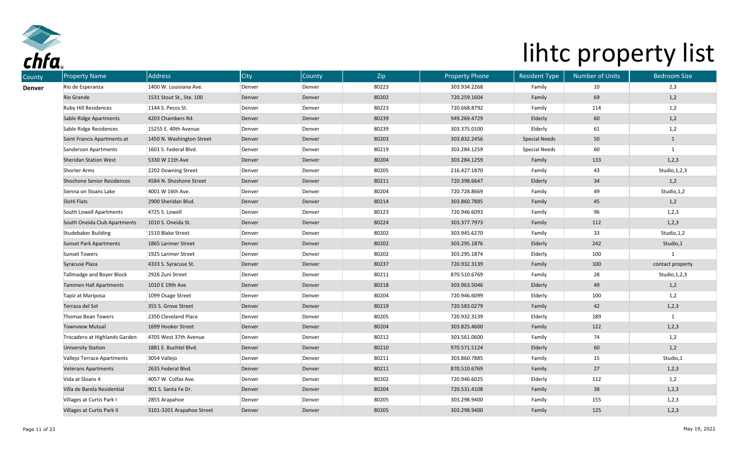# lihtc property list

| County | Property Name | Address | City | County | Zip | Property Phone | Resident Type | Number of Units | Bedroom Size |
|---|---|---|---|---|---|---|---|---|---|
| **Denver** | Rio de Esperanza | 1400 W. Louisiana Ave. | Denver | Denver | 80223 | 303.934.2268 | Family | 10 | 2,3 |
| | Rio Grande | 1531 Stout St., Ste. 100 | Denver | Denver | 80202 | 720.259.1604 | Family | 69 | 1,2 |
| | Ruby Hill Residences | 1144 S. Pecos St. | Denver | Denver | 80223 | 720.668.8792 | Family | 114 | 1,2 |
| | Sable Ridge Apartments | 4203 Chambers Rd. | Denver | Denver | 80239 | 949.269.4729 | Elderly | 60 | 1,2 |
| | Sable Ridge Residences | 15255 E. 40th Avenue | Denver | Denver | 80239 | 303.375.0100 | Elderly | 61 | 1,2 |
| | Saint Francis Apartments at | 1450 N. Washington Street | Denver | Denver | 80203 | 303.832.2456 | Special Needs | 50 | 1 |
| | Sanderson Apartments | 1601 S. Federal Blvd. | Denver | Denver | 80219 | 303.284.1259 | Special Needs | 60 | 1 |
| | Sheridan Station West | 5330 W 11th Ave | Denver | Denver | 80204 | 303.284.1259 | Family | 133 | 1,2,3 |
| | Shorter Arms | 2202 Downing Street | Denver | Denver | 80205 | 216.427.1870 | Family | 43 | Studio,1,2,3 |
| | Shoshone Senior Residences | 4584 N. Shoshone Street | Denver | Denver | 80211 | 720.398.6647 | Elderly | 34 | 1,2 |
| | Sienna on Sloans Lake | 4001 W 16th Ave. | Denver | Denver | 80204 | 720.728.8669 | Family | 49 | Studio,1,2 |
| | SloHi Flats | 2900 Sheridan Blvd. | Denver | Denver | 80214 | 303.860.7885 | Family | 45 | 1,2 |
| | South Lowell Apartments | 4725 S. Lowell | Denver | Denver | 80123 | 720.946.6093 | Family | 96 | 1,2,3 |
| | South Oneida Club Apartments | 1010 S. Oneida St. | Denver | Denver | 80224 | 303.377.7973 | Family | 112 | 1,2,3 |
| | Studebaker Building | 1510 Blake Street | Denver | Denver | 80202 | 303.945.6270 | Family | 33 | Studio,1,2 |
| | Sunset Park Apartments | 1865 Larimer Street | Denver | Denver | 80202 | 303.295.1876 | Elderly | 242 | Studio,1 |
| | Sunset Towers | 1925 Larimer Street | Denver | Denver | 80202 | 303.295.1874 | Elderly | 100 | 1 |
| | Syracuse Plaza | 4333 S. Syracuse St. | Denver | Denver | 80237 | 720.932.3139 | Family | 100 | contact property |
| | Tallmadge and Boyer Block | 2926 Zuni Street | Denver | Denver | 80211 | 870.510.6769 | Family | 28 | Studio,1,2,3 |
| | Tammen Hall Apartments | 1010 E 19th Ave | Denver | Denver | 80218 | 303.963.5046 | Elderly | 49 | 1,2 |
| | Tapiz at Mariposa | 1099 Osage Street | Denver | Denver | 80204 | 720.946.6099 | Elderly | 100 | 1,2 |
| | Terraza del Sol | 355 S. Grove Street | Denver | Denver | 80219 | 720.583.0279 | Family | 42 | 1,2,3 |
| | Thomas Bean Towers | 2350 Cleveland Place | Denver | Denver | 80205 | 720.932.3139 | Elderly | 189 | 1 |
| | Townview Mutual | 1699 Hooker Street | Denver | Denver | 80204 | 303.825.4600 | Family | 122 | 1,2,3 |
| | Trocadero at Highlands Garden | 4705 West 37th Avenue | Denver | Denver | 80212 | 303.561.0600 | Family | 74 | 1,2 |
| | University Station | 1881 E. Buchtel Blvd. | Denver | Denver | 80210 | 970.571.5124 | Elderly | 60 | 1,2 |
| | Vallejo Terrace Apartments | 3054 Vallejo | Denver | Denver | 80211 | 303.860.7885 | Family | 15 | Studio,1 |
| | Veterans Apartments | 2635 Federal Blvd. | Denver | Denver | 80211 | 870.510.6769 | Family | 27 | 1,2,3 |
| | Vida at Sloans 4 | 4057 W. Colfax Ave. | Denver | Denver | 80202 | 720.946.6025 | Elderly | 112 | 1,2 |
| | Villa de Barela Residential | 901 S. Santa Fe Dr. | Denver | Denver | 80204 | 720.531.4108 | Family | 38 | 1,2,3 |
| | Villages at Curtis Park I | 2855 Arapahoe | Denver | Denver | 80205 | 303.298.9400 | Family | 155 | 1,2,3 |
| | Villages at Curtis Park II | 3101-3201 Arapahoe Street | Denver | Denver | 80205 | 303.298.9400 | Family | 125 | 1,2,3 |

May 19, 2022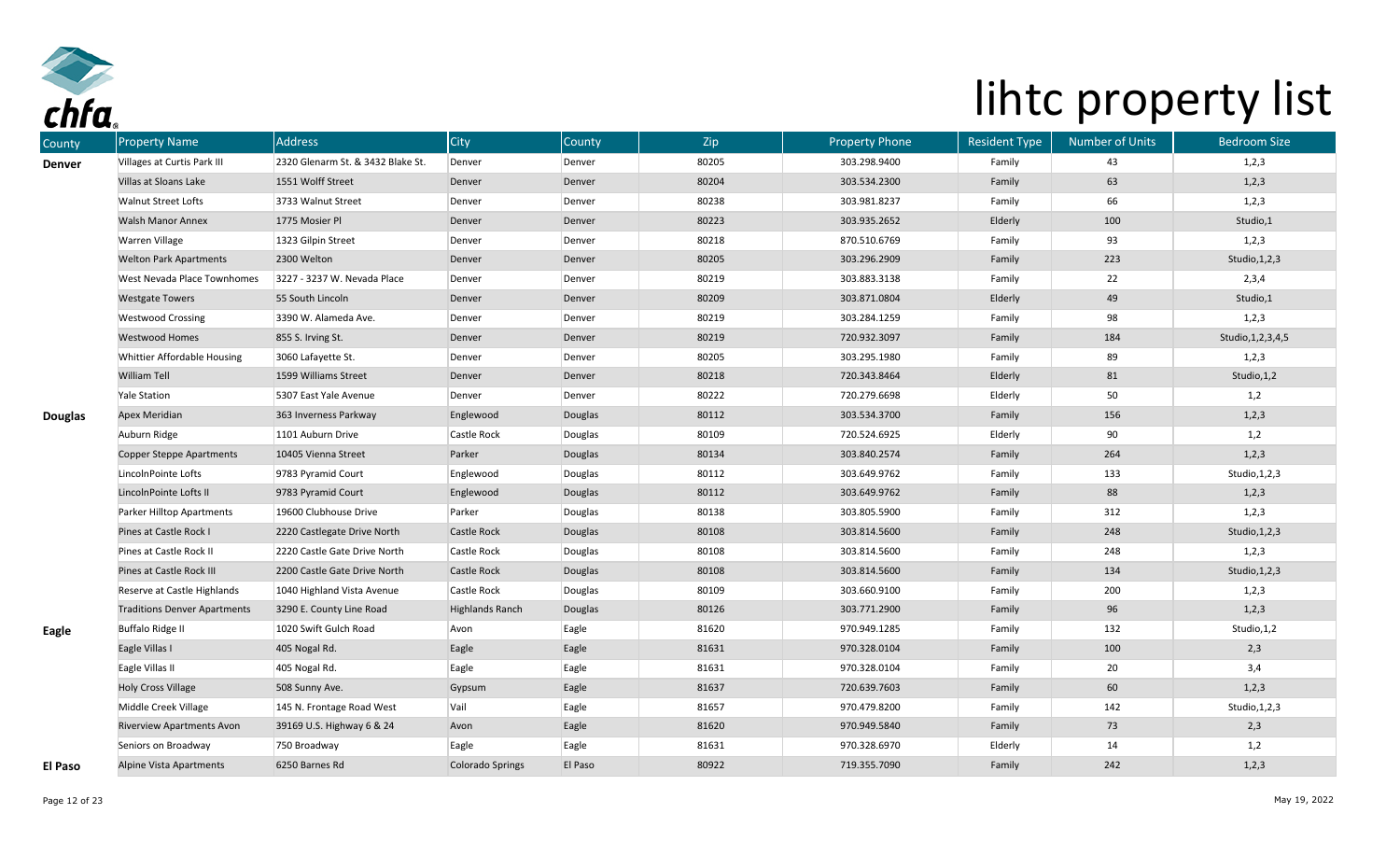# lihtc property list

| County | Property Name | Address | City | County | Zip | Property Phone | Resident Type | Number of Units | Bedroom Size |
|---|---|---|---|---|---|---|---|---|---|
| **Denver** | Villages at Curtis Park III | 2320 Glenarm St. & 3432 Blake St. | Denver | Denver | 80205 | 303.298.9400 | Family | 43 | 1,2,3 |
| | Villas at Sloans Lake | 1551 Wolff Street | Denver | Denver | 80204 | 303.534.2300 | Family | 63 | 1,2,3 |
| | Walnut Street Lofts | 3733 Walnut Street | Denver | Denver | 80238 | 303.981.8237 | Family | 66 | 1,2,3 |
| | Walsh Manor Annex | 1775 Mosier Pl | Denver | Denver | 80223 | 303.935.2652 | Elderly | 100 | Studio,1 |
| | Warren Village | 1323 Gilpin Street | Denver | Denver | 80218 | 870.510.6769 | Family | 93 | 1,2,3 |
| | Welton Park Apartments | 2300 Welton | Denver | Denver | 80205 | 303.296.2909 | Family | 223 | Studio,1,2,3 |
| | West Nevada Place Townhomes | 3227 - 3237 W. Nevada Place | Denver | Denver | 80219 | 303.883.3138 | Family | 22 | 2,3,4 |
| | Westgate Towers | 55 South Lincoln | Denver | Denver | 80209 | 303.871.0804 | Elderly | 49 | Studio,1 |
| | Westwood Crossing | 3390 W. Alameda Ave. | Denver | Denver | 80219 | 303.284.1259 | Family | 98 | 1,2,3 |
| | Westwood Homes | 855 S. Irving St. | Denver | Denver | 80219 | 720.932.3097 | Family | 184 | Studio,1,2,3,4,5 |
| | Whittier Affordable Housing | 3060 Lafayette St. | Denver | Denver | 80205 | 303.295.1980 | Family | 89 | 1,2,3 |
| | William Tell | 1599 Williams Street | Denver | Denver | 80218 | 720.343.8464 | Elderly | 81 | Studio,1,2 |
| | Yale Station | 5307 East Yale Avenue | Denver | Denver | 80222 | 720.279.6698 | Elderly | 50 | 1,2 |
| **Douglas** | Apex Meridian | 363 Inverness Parkway | Englewood | Douglas | 80112 | 303.534.3700 | Family | 156 | 1,2,3 |
| | Auburn Ridge | 1101 Auburn Drive | Castle Rock | Douglas | 80109 | 720.524.6925 | Elderly | 90 | 1,2 |
| | Copper Steppe Apartments | 10405 Vienna Street | Parker | Douglas | 80134 | 303.840.2574 | Family | 264 | 1,2,3 |
| | LincolnPointe Lofts | 9783 Pyramid Court | Englewood | Douglas | 80112 | 303.649.9762 | Family | 133 | Studio,1,2,3 |
| | LincolnPointe Lofts II | 9783 Pyramid Court | Englewood | Douglas | 80112 | 303.649.9762 | Family | 88 | 1,2,3 |
| | Parker Hilltop Apartments | 19600 Clubhouse Drive | Parker | Douglas | 80138 | 303.805.5900 | Family | 312 | 1,2,3 |
| | Pines at Castle Rock I | 2220 Castlegate Drive North | Castle Rock | Douglas | 80108 | 303.814.5600 | Family | 248 | Studio,1,2,3 |
| | Pines at Castle Rock II | 2220 Castle Gate Drive North | Castle Rock | Douglas | 80108 | 303.814.5600 | Family | 248 | 1,2,3 |
| | Pines at Castle Rock III | 2200 Castle Gate Drive North | Castle Rock | Douglas | 80108 | 303.814.5600 | Family | 134 | Studio,1,2,3 |
| | Reserve at Castle Highlands | 1040 Highland Vista Avenue | Castle Rock | Douglas | 80109 | 303.660.9100 | Family | 200 | 1,2,3 |
| | Traditions Denver Apartments | 3290 E. County Line Road | Highlands Ranch | Douglas | 80126 | 303.771.2900 | Family | 96 | 1,2,3 |
| **Eagle** | Buffalo Ridge II | 1020 Swift Gulch Road | Avon | Eagle | 81620 | 970.949.1285 | Family | 132 | Studio,1,2 |
| | Eagle Villas I | 405 Nogal Rd. | Eagle | Eagle | 81631 | 970.328.0104 | Family | 100 | 2,3 |
| | Eagle Villas II | 405 Nogal Rd. | Eagle | Eagle | 81631 | 970.328.0104 | Family | 20 | 3,4 |
| | Holy Cross Village | 508 Sunny Ave. | Gypsum | Eagle | 81637 | 720.639.7603 | Family | 60 | 1,2,3 |
| | Middle Creek Village | 145 N. Frontage Road West | Vail | Eagle | 81657 | 970.479.8200 | Family | 142 | Studio,1,2,3 |
| | Riverview Apartments Avon | 39169 U.S. Highway 6 & 24 | Avon | Eagle | 81620 | 970.949.5840 | Family | 73 | 2,3 |
| | Seniors on Broadway | 750 Broadway | Eagle | Eagle | 81631 | 970.328.6970 | Elderly | 14 | 1,2 |
| **El Paso** | Alpine Vista Apartments | 6250 Barnes Rd | Colorado Springs | El Paso | 80922 | 719.355.7090 | Family | 242 | 1,2,3 |

May 19, 2022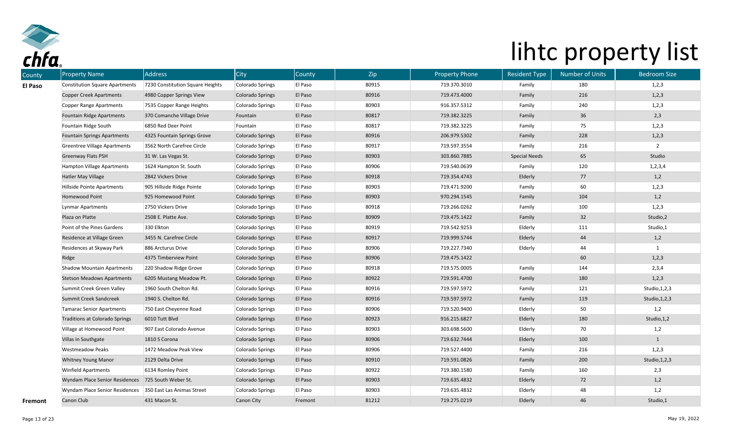# lihtc property list

| County | Property Name | Address | City | County | Zip | Property Phone | Resident Type | Number of Units | Bedroom Size |
|---|---|---|---|---|---|---|---|---|---|
| **El Paso** | Constitution Square Apartments | 7230 Constitution Square Heights | Colorado Springs | El Paso | 80915 | 719.370.3010 | Family | 180 | 1,2,3 |
| | Copper Creek Apartments | 4980 Copper Springs View | Colorado Springs | El Paso | 80916 | 719.473.4000 | Family | 216 | 1,2,3 |
| | Copper Range Apartments | 7535 Copper Range Heights | Colorado Springs | El Paso | 80903 | 916.357.5312 | Family | 240 | 1,2,3 |
| | Fountain Ridge Apartments | 370 Comanche Village Drive | Fountain | El Paso | 80817 | 719.382.3225 | Family | 36 | 2,3 |
| | Fountain Ridge South | 6850 Red Deer Point | Fountain | El Paso | 80817 | 719.382.3225 | Family | 75 | 1,2,3 |
| | Fountain Springs Apartments | 4325 Fountain Springs Grove | Colorado Springs | El Paso | 80916 | 206.979.5302 | Family | 228 | 1,2,3 |
| | Greentree Village Apartments | 3562 North Carefree Circle | Colorado Springs | El Paso | 80917 | 719.597.3554 | Family | 216 | 2 |
| | Greenway Flats PSH | 31 W. Las Vegas St. | Colorado Springs | El Paso | 80903 | 303.860.7885 | Special Needs | 65 | Studio |
| | Hampton Village Apartments | 1624 Hampton St. South | Colorado Springs | El Paso | 80906 | 719.540.0639 | Family | 120 | 1,2,3,4 |
| | Hatler May Village | 2842 Vickers Drive | Colorado Springs | El Paso | 80918 | 719.354.4743 | Elderly | 77 | 1,2 |
| | Hillside Pointe Apartments | 905 Hillside Ridge Pointe | Colorado Springs | El Paso | 80903 | 719.471.9200 | Family | 60 | 1,2,3 |
| | Homewood Point | 925 Homewood Point | Colorado Springs | El Paso | 80903 | 970.294.1545 | Family | 104 | 1,2 |
| | Lynmar Apartments | 2750 Vickers Drive | Colorado Springs | El Paso | 80918 | 719.266.0262 | Family | 100 | 1,2,3 |
| | Plaza on Platte | 2508 E. Platte Ave. | Colorado Springs | El Paso | 80909 | 719.475.1422 | Family | 32 | Studio,2 |
| | Point of the Pines Gardens | 330 Elkton | Colorado Springs | El Paso | 80919 | 719.542.9253 | Elderly | 111 | Studio,1 |
| | Residence at Village Green | 3455 N. Carefree Circle | Colorado Springs | El Paso | 80917 | 719.999.5744 | Elderly | 44 | 1,2 |
| | Residences at Skyway Park | 886 Arcturus Drive | Colorado Springs | El Paso | 80906 | 719.227.7340 | Elderly | 44 | 1 |
| | Ridge | 4375 Timberview Point | Colorado Springs | El Paso | 80906 | 719.475.1422 | | 60 | 1,2,3 |
| | Shadow Mountain Apartments | 220 Shadow Ridge Grove | Colorado Springs | El Paso | 80918 | 719.575.0005 | Family | 144 | 2,3,4 |
| | Stetson Meadows Apartments | 6205 Mustang Meadow Pt. | Colorado Springs | El Paso | 80922 | 719.591.4700 | Family | 180 | 1,2,3 |
| | Summit Creek Green Valley | 1960 South Chelton Rd. | Colorado Springs | El Paso | 80916 | 719.597.5972 | Family | 121 | Studio,1,2,3 |
| | Summit Creek Sandcreek | 1940 S. Chelton Rd. | Colorado Springs | El Paso | 80916 | 719.597.5972 | Family | 119 | Studio,1,2,3 |
| | Tamarac Senior Apartments | 750 East Cheyenne Road | Colorado Springs | El Paso | 80906 | 719.520.9400 | Elderly | 50 | 1,2 |
| | Traditions at Colorado Springs | 6010 Tutt Blvd | Colorado Springs | El Paso | 80923 | 916.215.6827 | Elderly | 180 | Studio,1,2 |
| | Village at Homewood Point | 907 East Colorado Avenue | Colorado Springs | El Paso | 80903 | 303.698.5600 | Elderly | 70 | 1,2 |
| | Villas in Southgate | 1810 S Corona | Colorado Springs | El Paso | 80906 | 719.632.7444 | Elderly | 100 | 1 |
| | Westmeadow Peaks | 1472 Meadow Peak View | Colorado Springs | El Paso | 80906 | 719.527.4400 | Family | 216 | 1,2,3 |
| | Whitney Young Manor | 2129 Delta Drive | Colorado Springs | El Paso | 80910 | 719.591.0826 | Family | 200 | Studio,1,2,3 |
| | Winfield Apartments | 6134 Romley Point | Colorado Springs | El Paso | 80922 | 719.380.1580 | Family | 160 | 2,3 |
| | Wyndam Place Senior Residences | 725 South Weber St. | Colorado Springs | El Paso | 80903 | 719.635.4832 | Elderly | 72 | 1,2 |
| | Wyndam Place Senior Residences | 350 East Las Animas Street | Colorado Springs | El Paso | 80903 | 719.635.4832 | Elderly | 48 | 1,2 |
| **Fremont** | Canon Club | 431 Macon St. | Canon City | Fremont | 81212 | 719.275.0219 | Elderly | 46 | Studio,1 |

May 19, 2022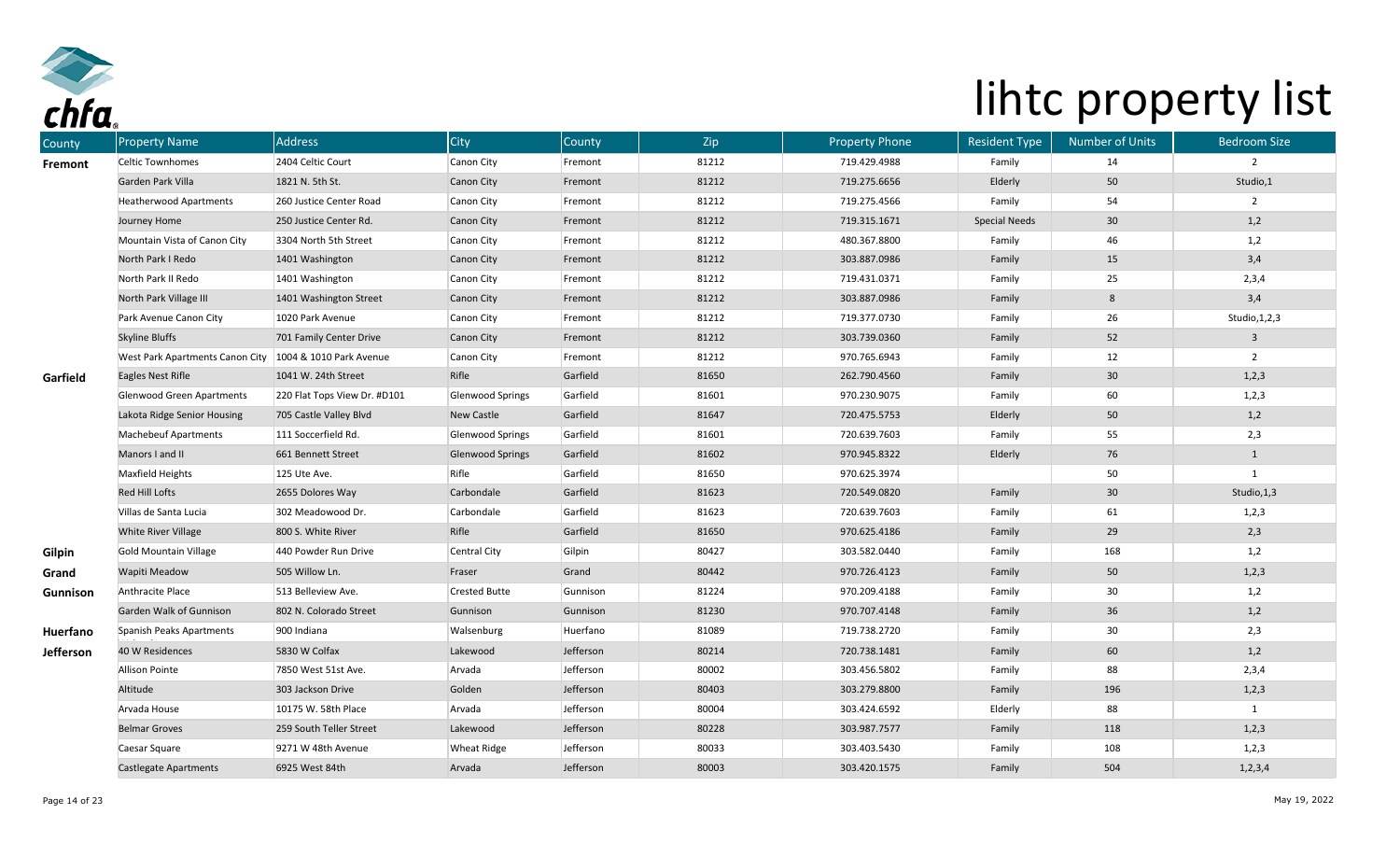# lihtc property list

| County | Property Name | Address | City | County | Zip | Property Phone | Resident Type | Number of Units | Bedroom Size |
|---|---|---|---|---|---|---|---|---|---|
| **Fremont** | Celtic Townhomes | 2404 Celtic Court | Canon City | Fremont | 81212 | 719.429.4988 | Family | 14 | 2 |
| | Garden Park Villa | 1821 N. 5th St. | Canon City | Fremont | 81212 | 719.275.6656 | Elderly | 50 | Studio,1 |
| | Heatherwood Apartments | 260 Justice Center Road | Canon City | Fremont | 81212 | 719.275.4566 | Family | 54 | 2 |
| | Journey Home | 250 Justice Center Rd. | Canon City | Fremont | 81212 | 719.315.1671 | Special Needs | 30 | 1,2 |
| | Mountain Vista of Canon City | 3304 North 5th Street | Canon City | Fremont | 81212 | 480.367.8800 | Family | 46 | 1,2 |
| | North Park I Redo | 1401 Washington | Canon City | Fremont | 81212 | 303.887.0986 | Family | 15 | 3,4 |
| | North Park II Redo | 1401 Washington | Canon City | Fremont | 81212 | 719.431.0371 | Family | 25 | 2,3,4 |
| | North Park Village III | 1401 Washington Street | Canon City | Fremont | 81212 | 303.887.0986 | Family | 8 | 3,4 |
| | Park Avenue Canon City | 1020 Park Avenue | Canon City | Fremont | 81212 | 719.377.0730 | Family | 26 | Studio,1,2,3 |
| | Skyline Bluffs | 701 Family Center Drive | Canon City | Fremont | 81212 | 303.739.0360 | Family | 52 | 3 |
| | West Park Apartments Canon City | 1004 & 1010 Park Avenue | Canon City | Fremont | 81212 | 970.765.6943 | Family | 12 | 2 |
| **Garfield** | Eagles Nest Rifle | 1041 W. 24th Street | Rifle | Garfield | 81650 | 262.790.4560 | Family | 30 | 1,2,3 |
| | Glenwood Green Apartments | 220 Flat Tops View Dr. #D101 | Glenwood Springs | Garfield | 81601 | 970.230.9075 | Family | 60 | 1,2,3 |
| | Lakota Ridge Senior Housing | 705 Castle Valley Blvd | New Castle | Garfield | 81647 | 720.475.5753 | Elderly | 50 | 1,2 |
| | Machebeuf Apartments | 111 Soccerfield Rd. | Glenwood Springs | Garfield | 81601 | 720.639.7603 | Family | 55 | 2,3 |
| | Manors I and II | 661 Bennett Street | Glenwood Springs | Garfield | 81602 | 970.945.8322 | Elderly | 76 | 1 |
| | Maxfield Heights | 125 Ute Ave. | Rifle | Garfield | 81650 | 970.625.3974 | | 50 | 1 |
| | Red Hill Lofts | 2655 Dolores Way | Carbondale | Garfield | 81623 | 720.549.0820 | Family | 30 | Studio,1,3 |
| | Villas de Santa Lucia | 302 Meadowood Dr. | Carbondale | Garfield | 81623 | 720.639.7603 | Family | 61 | 1,2,3 |
| | White River Village | 800 S. White River | Rifle | Garfield | 81650 | 970.625.4186 | Family | 29 | 2,3 |
| **Gilpin** | Gold Mountain Village | 440 Powder Run Drive | Central City | Gilpin | 80427 | 303.582.0440 | Family | 168 | 1,2 |
| **Grand** | Wapiti Meadow | 505 Willow Ln. | Fraser | Grand | 80442 | 970.726.4123 | Family | 50 | 1,2,3 |
| **Gunnison** | Anthracite Place | 513 Belleview Ave. | Crested Butte | Gunnison | 81224 | 970.209.4188 | Family | 30 | 1,2 |
| | Garden Walk of Gunnison | 802 N. Colorado Street | Gunnison | Gunnison | 81230 | 970.707.4148 | Family | 36 | 1,2 |
| **Huerfano** | Spanish Peaks Apartments | 900 Indiana | Walsenburg | Huerfano | 81089 | 719.738.2720 | Family | 30 | 2,3 |
| **Jefferson** | 40 W Residences | 5830 W Colfax | Lakewood | Jefferson | 80214 | 720.738.1481 | Family | 60 | 1,2 |
| | Allison Pointe | 7850 West 51st Ave. | Arvada | Jefferson | 80002 | 303.456.5802 | Family | 88 | 2,3,4 |
| | Altitude | 303 Jackson Drive | Golden | Jefferson | 80403 | 303.279.8800 | Family | 196 | 1,2,3 |
| | Arvada House | 10175 W. 58th Place | Arvada | Jefferson | 80004 | 303.424.6592 | Elderly | 88 | 1 |
| | Belmar Groves | 259 South Teller Street | Lakewood | Jefferson | 80228 | 303.987.7577 | Family | 118 | 1,2,3 |
| | Caesar Square | 9271 W 48th Avenue | Wheat Ridge | Jefferson | 80033 | 303.403.5430 | Family | 108 | 1,2,3 |
| | Castlegate Apartments | 6925 West 84th | Arvada | Jefferson | 80003 | 303.420.1575 | Family | 504 | 1,2,3,4 |

May 19, 2022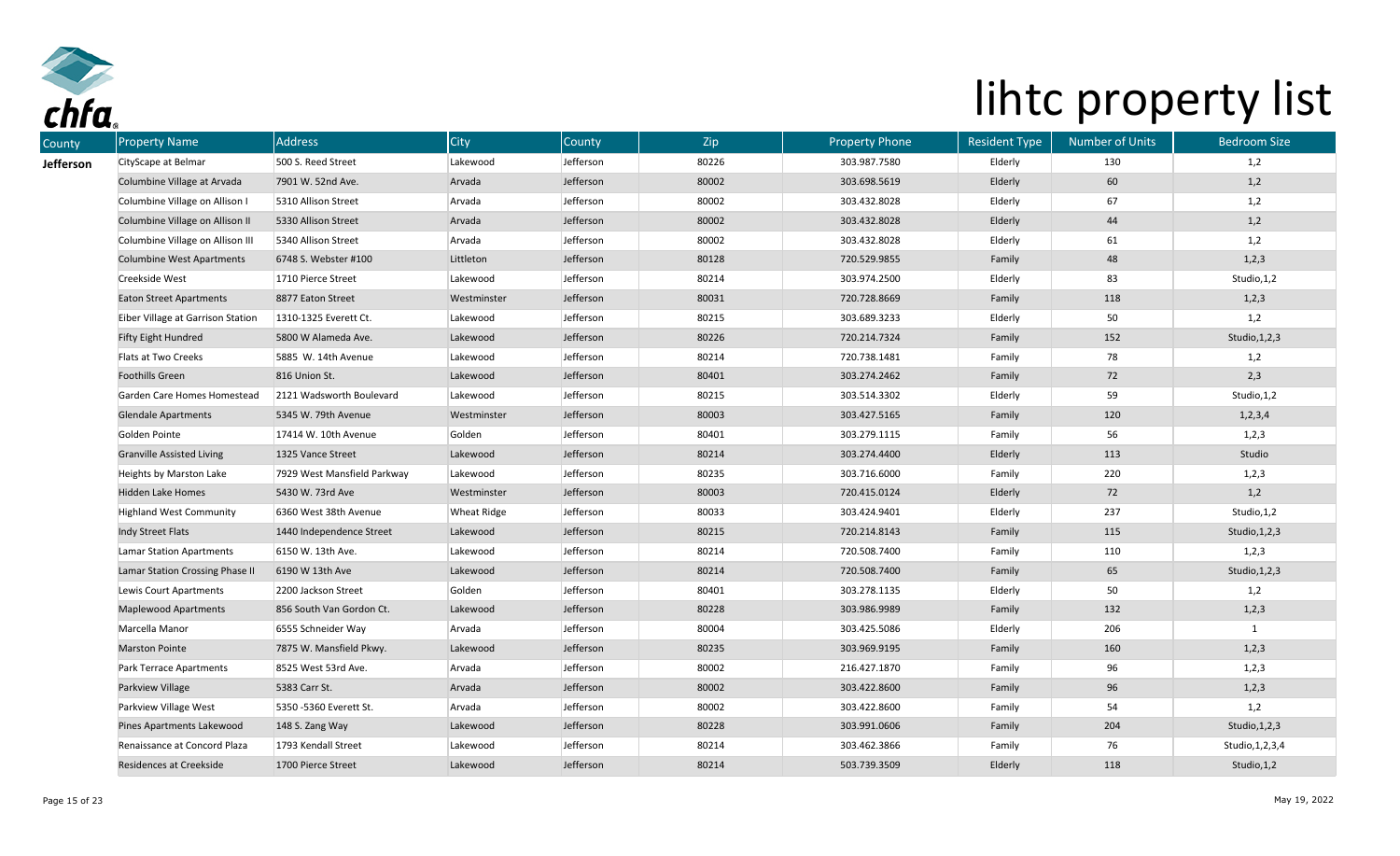# lihtc property list

| County | Property Name | Address | City | County | Zip | Property Phone | Resident Type | Number of Units | Bedroom Size |
|---|---|---|---|---|---|---|---|---|---|
| **Jefferson** | CityScape at Belmar | 500 S. Reed Street | Lakewood | Jefferson | 80226 | 303.987.7580 | Elderly | 130 | 1,2 |
| | Columbine Village at Arvada | 7901 W. 52nd Ave. | Arvada | Jefferson | 80002 | 303.698.5619 | Elderly | 60 | 1,2 |
| | Columbine Village on Allison I | 5310 Allison Street | Arvada | Jefferson | 80002 | 303.432.8028 | Elderly | 67 | 1,2 |
| | Columbine Village on Allison II | 5330 Allison Street | Arvada | Jefferson | 80002 | 303.432.8028 | Elderly | 44 | 1,2 |
| | Columbine Village on Allison III | 5340 Allison Street | Arvada | Jefferson | 80002 | 303.432.8028 | Elderly | 61 | 1,2 |
| | Columbine West Apartments | 6748 S. Webster #100 | Littleton | Jefferson | 80128 | 720.529.9855 | Family | 48 | 1,2,3 |
| | Creekside West | 1710 Pierce Street | Lakewood | Jefferson | 80214 | 303.974.2500 | Elderly | 83 | Studio,1,2 |
| | Eaton Street Apartments | 8877 Eaton Street | Westminster | Jefferson | 80031 | 720.728.8669 | Family | 118 | 1,2,3 |
| | Eiber Village at Garrison Station | 1310-1325 Everett Ct. | Lakewood | Jefferson | 80215 | 303.689.3233 | Elderly | 50 | 1,2 |
| | Fifty Eight Hundred | 5800 W Alameda Ave. | Lakewood | Jefferson | 80226 | 720.214.7324 | Family | 152 | Studio,1,2,3 |
| | Flats at Two Creeks | 5885 W. 14th Avenue | Lakewood | Jefferson | 80214 | 720.738.1481 | Family | 78 | 1,2 |
| | Foothills Green | 816 Union St. | Lakewood | Jefferson | 80401 | 303.274.2462 | Family | 72 | 2,3 |
| | Garden Care Homes Homestead | 2121 Wadsworth Boulevard | Lakewood | Jefferson | 80215 | 303.514.3302 | Elderly | 59 | Studio,1,2 |
| | Glendale Apartments | 5345 W. 79th Avenue | Westminster | Jefferson | 80003 | 303.427.5165 | Family | 120 | 1,2,3,4 |
| | Golden Pointe | 17414 W. 10th Avenue | Golden | Jefferson | 80401 | 303.279.1115 | Family | 56 | 1,2,3 |
| | Granville Assisted Living | 1325 Vance Street | Lakewood | Jefferson | 80214 | 303.274.4400 | Elderly | 113 | Studio |
| | Heights by Marston Lake | 7929 West Mansfield Parkway | Lakewood | Jefferson | 80235 | 303.716.6000 | Family | 220 | 1,2,3 |
| | Hidden Lake Homes | 5430 W. 73rd Ave | Westminster | Jefferson | 80003 | 720.415.0124 | Elderly | 72 | 1,2 |
| | Highland West Community | 6360 West 38th Avenue | Wheat Ridge | Jefferson | 80033 | 303.424.9401 | Elderly | 237 | Studio,1,2 |
| | Indy Street Flats | 1440 Independence Street | Lakewood | Jefferson | 80215 | 720.214.8143 | Family | 115 | Studio,1,2,3 |
| | Lamar Station Apartments | 6150 W. 13th Ave. | Lakewood | Jefferson | 80214 | 720.508.7400 | Family | 110 | 1,2,3 |
| | Lamar Station Crossing Phase II | 6190 W 13th Ave | Lakewood | Jefferson | 80214 | 720.508.7400 | Family | 65 | Studio,1,2,3 |
| | Lewis Court Apartments | 2200 Jackson Street | Golden | Jefferson | 80401 | 303.278.1135 | Elderly | 50 | 1,2 |
| | Maplewood Apartments | 856 South Van Gordon Ct. | Lakewood | Jefferson | 80228 | 303.986.9989 | Family | 132 | 1,2,3 |
| | Marcella Manor | 6555 Schneider Way | Arvada | Jefferson | 80004 | 303.425.5086 | Elderly | 206 | 1 |
| | Marston Pointe | 7875 W. Mansfield Pkwy. | Lakewood | Jefferson | 80235 | 303.969.9195 | Family | 160 | 1,2,3 |
| | Park Terrace Apartments | 8525 West 53rd Ave. | Arvada | Jefferson | 80002 | 216.427.1870 | Family | 96 | 1,2,3 |
| | Parkview Village | 5383 Carr St. | Arvada | Jefferson | 80002 | 303.422.8600 | Family | 96 | 1,2,3 |
| | Parkview Village West | 5350 -5360 Everett St. | Arvada | Jefferson | 80002 | 303.422.8600 | Family | 54 | 1,2 |
| | Pines Apartments Lakewood | 148 S. Zang Way | Lakewood | Jefferson | 80228 | 303.991.0606 | Family | 204 | Studio,1,2,3 |
| | Renaissance at Concord Plaza | 1793 Kendall Street | Lakewood | Jefferson | 80214 | 303.462.3866 | Family | 76 | Studio,1,2,3,4 |
| | Residences at Creekside | 1700 Pierce Street | Lakewood | Jefferson | 80214 | 503.739.3509 | Elderly | 118 | Studio,1,2 |

May 19, 2022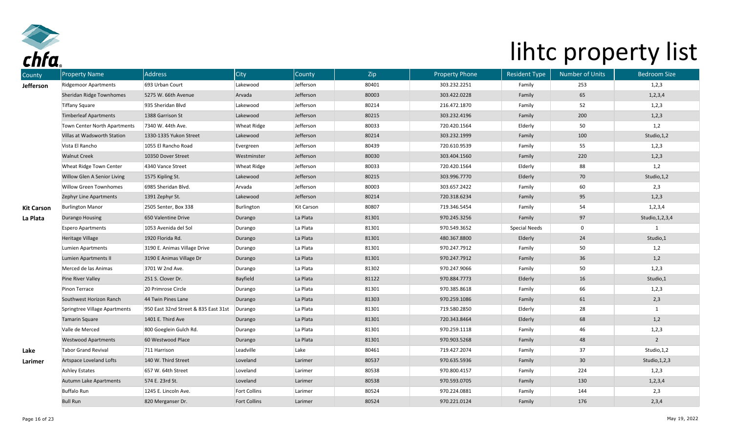# lihtc property list

| County | Property Name | Address | City | County | Zip | Property Phone | Resident Type | Number of Units | Bedroom Size |
|---|---|---|---|---|---|---|---|---|---|
| **Jefferson** | Ridgemoor Apartments | 693 Urban Court | Lakewood | Jefferson | 80401 | 303.232.2251 | Family | 253 | 1,2,3 |
| | Sheridan Ridge Townhomes | 5275 W. 66th Avenue | Arvada | Jefferson | 80003 | 303.422.0228 | Family | 65 | 1,2,3,4 |
| | Tiffany Square | 935 Sheridan Blvd | Lakewood | Jefferson | 80214 | 216.472.1870 | Family | 52 | 1,2,3 |
| | Timberleaf Apartments | 1388 Garrison St | Lakewood | Jefferson | 80215 | 303.232.4196 | Family | 200 | 1,2,3 |
| | Town Center North Apartments | 7340 W. 44th Ave. | Wheat Ridge | Jefferson | 80033 | 720.420.1564 | Elderly | 50 | 1,2 |
| | Villas at Wadsworth Station | 1330-1335 Yukon Street | Lakewood | Jefferson | 80214 | 303.232.1999 | Family | 100 | Studio,1,2 |
| | Vista El Rancho | 1055 El Rancho Road | Evergreen | Jefferson | 80439 | 720.610.9539 | Family | 55 | 1,2,3 |
| | Walnut Creek | 10350 Dover Street | Westminster | Jefferson | 80030 | 303.404.1560 | Family | 220 | 1,2,3 |
| | Wheat Ridge Town Center | 4340 Vance Street | Wheat Ridge | Jefferson | 80033 | 720.420.1564 | Elderly | 88 | 1,2 |
| | Willow Glen A Senior Living | 1575 Kipling St. | Lakewood | Jefferson | 80215 | 303.996.7770 | Elderly | 70 | Studio,1,2 |
| | Willow Green Townhomes | 6985 Sheridan Blvd. | Arvada | Jefferson | 80003 | 303.657.2422 | Family | 60 | 2,3 |
| | Zephyr Line Apartments | 1391 Zephyr St. | Lakewood | Jefferson | 80214 | 720.318.6234 | Family | 95 | 1,2,3 |
| **Kit Carson** | Burlington Manor | 2505 Senter, Box 338 | Burlington | Kit Carson | 80807 | 719.346.5454 | Family | 54 | 1,2,3,4 |
| **La Plata** | Durango Housing | 650 Valentine Drive | Durango | La Plata | 81301 | 970.245.3256 | Family | 97 | Studio,1,2,3,4 |
| | Espero Apartments | 1053 Avenida del Sol | Durango | La Plata | 81301 | 970.549.3652 | Special Needs | 0 | 1 |
| | Heritage Village | 1920 Florida Rd. | Durango | La Plata | 81301 | 480.367.8800 | Elderly | 24 | Studio,1 |
| | Lumien Apartments | 3190 E. Animas Village Drive | Durango | La Plata | 81301 | 970.247.7912 | Family | 50 | 1,2 |
| | Lumien Apartments II | 3190 E Animas Village Dr | Durango | La Plata | 81301 | 970.247.7912 | Family | 36 | 1,2 |
| | Merced de las Animas | 3701 W 2nd Ave. | Durango | La Plata | 81302 | 970.247.9066 | Family | 50 | 1,2,3 |
| | Pine River Valley | 251 S. Clover Dr. | Bayfield | La Plata | 81122 | 970.884.7773 | Elderly | 16 | Studio,1 |
| | Pinon Terrace | 20 Primrose Circle | Durango | La Plata | 81301 | 970.385.8618 | Family | 66 | 1,2,3 |
| | Southwest Horizon Ranch | 44 Twin Pines Lane | Durango | La Plata | 81303 | 970.259.1086 | Family | 61 | 2,3 |
| | Springtree Village Apartments | 950 East 32nd Street & 835 East 31st | Durango | La Plata | 81301 | 719.580.2850 | Elderly | 28 | 1 |
| | Tamarin Square | 1401 E. Third Ave | Durango | La Plata | 81301 | 720.343.8464 | Elderly | 68 | 1,2 |
| | Valle de Merced | 800 Goeglein Gulch Rd. | Durango | La Plata | 81301 | 970.259.1118 | Family | 46 | 1,2,3 |
| | Westwood Apartments | 60 Westwood Place | Durango | La Plata | 81301 | 970.903.5268 | Family | 48 | 2 |
| **Lake** | Tabor Grand Revival | 711 Harrison | Leadville | Lake | 80461 | 719.427.2074 | Family | 37 | Studio,1,2 |
| **Larimer** | Artspace Loveland Lofts | 140 W. Third Street | Loveland | Larimer | 80537 | 970.635.5936 | Family | 30 | Studio,1,2,3 |
| | Ashley Estates | 657 W. 64th Street | Loveland | Larimer | 80538 | 970.800.4157 | Family | 224 | 1,2,3 |
| | Autumn Lake Apartments | 574 E. 23rd St. | Loveland | Larimer | 80538 | 970.593.0705 | Family | 130 | 1,2,3,4 |
| | Buffalo Run | 1245 E. Lincoln Ave. | Fort Collins | Larimer | 80524 | 970.224.0881 | Family | 144 | 2,3 |
| | Bull Run | 820 Merganser Dr. | Fort Collins | Larimer | 80524 | 970.221.0124 | Family | 176 | 2,3,4 |

May 19, 2022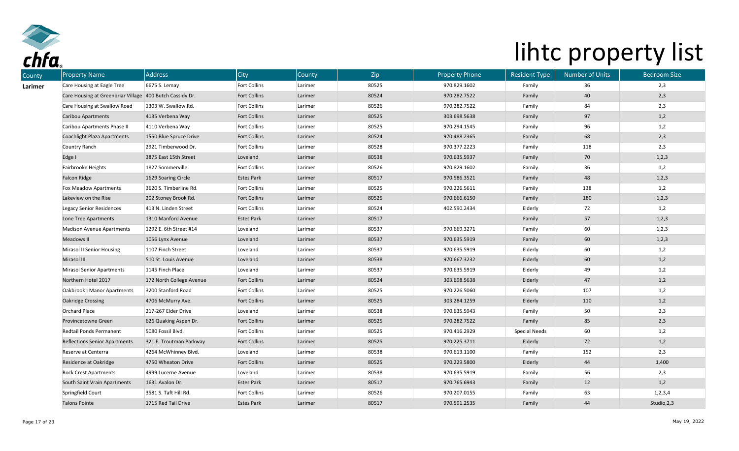# lihtc property list

| County | Property Name | Address | City | County | Zip | Property Phone | Resident Type | Number of Units | Bedroom Size |
|---|---|---|---|---|---|---|---|---|---|
| **Larimer** | Care Housing at Eagle Tree | 6675 S. Lemay | Fort Collins | Larimer | 80525 | 970.829.1602 | Family | 36 | 2,3 |
| | Care Housing at Greenbriar Village | 400 Butch Cassidy Dr. | Fort Collins | Larimer | 80524 | 970.282.7522 | Family | 40 | 2,3 |
| | Care Housing at Swallow Road | 1303 W. Swallow Rd. | Fort Collins | Larimer | 80526 | 970.282.7522 | Family | 84 | 2,3 |
| | Caribou Apartments | 4135 Verbena Way | Fort Collins | Larimer | 80525 | 303.698.5638 | Family | 97 | 1,2 |
| | Caribou Apartments Phase II | 4110 Verbena Way | Fort Collins | Larimer | 80525 | 970.294.1545 | Family | 96 | 1,2 |
| | Coachlight Plaza Apartments | 1550 Blue Spruce Drive | Fort Collins | Larimer | 80524 | 970.488.2365 | Family | 68 | 2,3 |
| | Country Ranch | 2921 Timberwood Dr. | Fort Collins | Larimer | 80528 | 970.377.2223 | Family | 118 | 2,3 |
| | Edge I | 3875 East 15th Street | Loveland | Larimer | 80538 | 970.635.5937 | Family | 70 | 1,2,3 |
| | Fairbrooke Heights | 1827 Sommerville | Fort Collins | Larimer | 80526 | 970.829.1602 | Family | 36 | 1,2 |
| | Falcon Ridge | 1629 Soaring Circle | Estes Park | Larimer | 80517 | 970.586.3521 | Family | 48 | 1,2,3 |
| | Fox Meadow Apartments | 3620 S. Timberline Rd. | Fort Collins | Larimer | 80525 | 970.226.5611 | Family | 138 | 1,2 |
| | Lakeview on the Rise | 202 Stoney Brook Rd. | Fort Collins | Larimer | 80525 | 970.666.6150 | Family | 180 | 1,2,3 |
| | Legacy Senior Residences | 413 N. Linden Street | Fort Collins | Larimer | 80524 | 402.590.2434 | Elderly | 72 | 1,2 |
| | Lone Tree Apartments | 1310 Manford Avenue | Estes Park | Larimer | 80517 | | Family | 57 | 1,2,3 |
| | Madison Avenue Apartments | 1292 E. 6th Street #14 | Loveland | Larimer | 80537 | 970.669.3271 | Family | 60 | 1,2,3 |
| | Meadows II | 1056 Lynx Avenue | Loveland | Larimer | 80537 | 970.635.5919 | Family | 60 | 1,2,3 |
| | Mirasol II Senior Housing | 1107 Finch Street | Loveland | Larimer | 80537 | 970.635.5919 | Elderly | 60 | 1,2 |
| | Mirasol III | 510 St. Louis Avenue | Loveland | Larimer | 80538 | 970.667.3232 | Elderly | 60 | 1,2 |
| | Mirasol Senior Apartments | 1145 Finch Place | Loveland | Larimer | 80537 | 970.635.5919 | Elderly | 49 | 1,2 |
| | Northern Hotel 2017 | 172 North College Avenue | Fort Collins | Larimer | 80524 | 303.698.5638 | Elderly | 47 | 1,2 |
| | Oakbrook I Manor Apartments | 3200 Stanford Road | Fort Collins | Larimer | 80525 | 970.226.5060 | Elderly | 107 | 1,2 |
| | Oakridge Crossing | 4706 McMurry Ave. | Fort Collins | Larimer | 80525 | 303.284.1259 | Elderly | 110 | 1,2 |
| | Orchard Place | 217-267 Elder Drive | Loveland | Larimer | 80538 | 970.635.5943 | Family | 50 | 2,3 |
| | Provincetowne Green | 626 Quaking Aspen Dr. | Fort Collins | Larimer | 80525 | 970.282.7522 | Family | 85 | 2,3 |
| | Redtail Ponds Permanent | 5080 Fossil Blvd. | Fort Collins | Larimer | 80525 | 970.416.2929 | Special Needs | 60 | 1,2 |
| | Reflections Senior Apartments | 321 E. Troutman Parkway | Fort Collins | Larimer | 80525 | 970.225.3711 | Elderly | 72 | 1,2 |
| | Reserve at Centerra | 4264 McWhinney Blvd. | Loveland | Larimer | 80538 | 970.613.1100 | Family | 152 | 2,3 |
| | Residence at Oakridge | 4750 Wheaton Drive | Fort Collins | Larimer | 80525 | 970.229.5800 | Elderly | 44 | 1,400 |
| | Rock Crest Apartments | 4999 Lucerne Avenue | Loveland | Larimer | 80538 | 970.635.5919 | Family | 56 | 2,3 |
| | South Saint Vrain Apartments | 1631 Avalon Dr. | Estes Park | Larimer | 80517 | 970.765.6943 | Family | 12 | 1,2 |
| | Springfield Court | 3581 S. Taft Hill Rd. | Fort Collins | Larimer | 80526 | 970.207.0155 | Family | 63 | 1,2,3,4 |
| | Talons Pointe | 1715 Red Tail Drive | Estes Park | Larimer | 80517 | 970.591.2535 | Family | 44 | Studio,2,3 |

May 19, 2022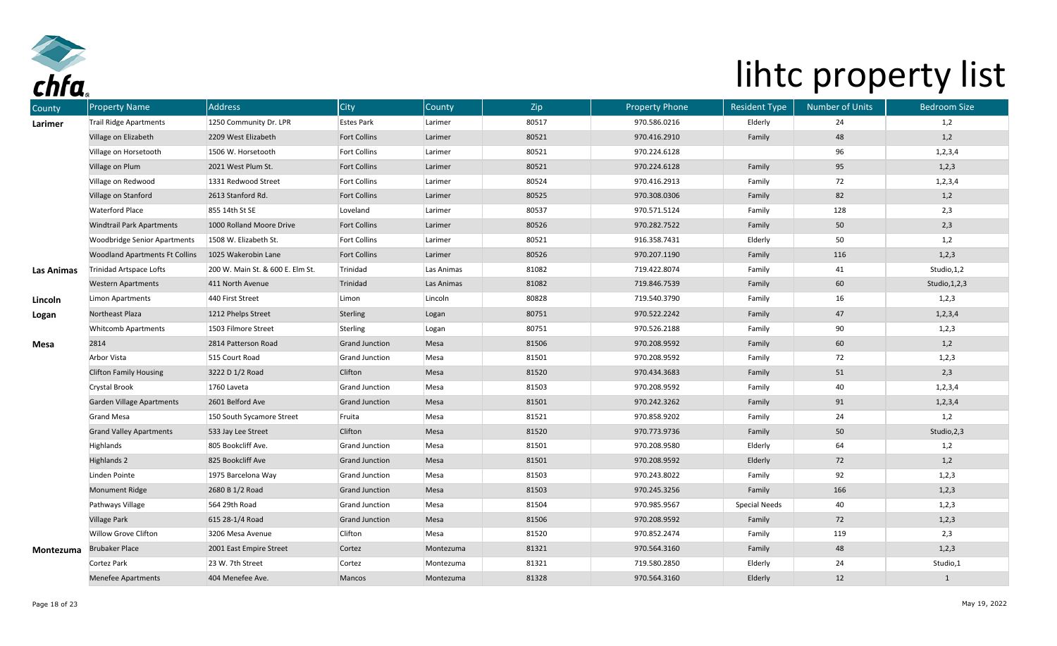# lihtc property list

| County | Property Name | Address | City | County | Zip | Property Phone | Resident Type | Number of Units | Bedroom Size |
|---|---|---|---|---|---|---|---|---|---|
| **Larimer** | Trail Ridge Apartments | 1250 Community Dr. LPR | Estes Park | Larimer | 80517 | 970.586.0216 | Elderly | 24 | 1,2 |
| | Village on Elizabeth | 2209 West Elizabeth | Fort Collins | Larimer | 80521 | 970.416.2910 | Family | 48 | 1,2 |
| | Village on Horsetooth | 1506 W. Horsetooth | Fort Collins | Larimer | 80521 | 970.224.6128 | | 96 | 1,2,3,4 |
| | Village on Plum | 2021 West Plum St. | Fort Collins | Larimer | 80521 | 970.224.6128 | Family | 95 | 1,2,3 |
| | Village on Redwood | 1331 Redwood Street | Fort Collins | Larimer | 80524 | 970.416.2913 | Family | 72 | 1,2,3,4 |
| | Village on Stanford | 2613 Stanford Rd. | Fort Collins | Larimer | 80525 | 970.308.0306 | Family | 82 | 1,2 |
| | Waterford Place | 855 14th St SE | Loveland | Larimer | 80537 | 970.571.5124 | Family | 128 | 2,3 |
| | Windtrail Park Apartments | 1000 Rolland Moore Drive | Fort Collins | Larimer | 80526 | 970.282.7522 | Family | 50 | 2,3 |
| | Woodbridge Senior Apartments | 1508 W. Elizabeth St. | Fort Collins | Larimer | 80521 | 916.358.7431 | Elderly | 50 | 1,2 |
| | Woodland Apartments Ft Collins | 1025 Wakerobin Lane | Fort Collins | Larimer | 80526 | 970.207.1190 | Family | 116 | 1,2,3 |
| **Las Animas** | Trinidad Artspace Lofts | 200 W. Main St. & 600 E. Elm St. | Trinidad | Las Animas | 81082 | 719.422.8074 | Family | 41 | Studio,1,2 |
| | Western Apartments | 411 North Avenue | Trinidad | Las Animas | 81082 | 719.846.7539 | Family | 60 | Studio,1,2,3 |
| **Lincoln** | Limon Apartments | 440 First Street | Limon | Lincoln | 80828 | 719.540.3790 | Family | 16 | 1,2,3 |
| **Logan** | Northeast Plaza | 1212 Phelps Street | Sterling | Logan | 80751 | 970.522.2242 | Family | 47 | 1,2,3,4 |
| | Whitcomb Apartments | 1503 Filmore Street | Sterling | Logan | 80751 | 970.526.2188 | Family | 90 | 1,2,3 |
| **Mesa** | 2814 | 2814 Patterson Road | Grand Junction | Mesa | 81506 | 970.208.9592 | Family | 60 | 1,2 |
| | Arbor Vista | 515 Court Road | Grand Junction | Mesa | 81501 | 970.208.9592 | Family | 72 | 1,2,3 |
| | Clifton Family Housing | 3222 D 1/2 Road | Clifton | Mesa | 81520 | 970.434.3683 | Family | 51 | 2,3 |
| | Crystal Brook | 1760 Laveta | Grand Junction | Mesa | 81503 | 970.208.9592 | Family | 40 | 1,2,3,4 |
| | Garden Village Apartments | 2601 Belford Ave | Grand Junction | Mesa | 81501 | 970.242.3262 | Family | 91 | 1,2,3,4 |
| | Grand Mesa | 150 South Sycamore Street | Fruita | Mesa | 81521 | 970.858.9202 | Family | 24 | 1,2 |
| | Grand Valley Apartments | 533 Jay Lee Street | Clifton | Mesa | 81520 | 970.773.9736 | Family | 50 | Studio,2,3 |
| | Highlands | 805 Bookcliff Ave. | Grand Junction | Mesa | 81501 | 970.208.9580 | Elderly | 64 | 1,2 |
| | Highlands 2 | 825 Bookcliff Ave | Grand Junction | Mesa | 81501 | 970.208.9592 | Elderly | 72 | 1,2 |
| | Linden Pointe | 1975 Barcelona Way | Grand Junction | Mesa | 81503 | 970.243.8022 | Family | 92 | 1,2,3 |
| | Monument Ridge | 2680 B 1/2 Road | Grand Junction | Mesa | 81503 | 970.245.3256 | Family | 166 | 1,2,3 |
| | Pathways Village | 564 29th Road | Grand Junction | Mesa | 81504 | 970.985.9567 | Special Needs | 40 | 1,2,3 |
| | Village Park | 615 28-1/4 Road | Grand Junction | Mesa | 81506 | 970.208.9592 | Family | 72 | 1,2,3 |
| | Willow Grove Clifton | 3206 Mesa Avenue | Clifton | Mesa | 81520 | 970.852.2474 | Family | 119 | 2,3 |
| **Montezuma** | Brubaker Place | 2001 East Empire Street | Cortez | Montezuma | 81321 | 970.564.3160 | Family | 48 | 1,2,3 |
| | Cortez Park | 23 W. 7th Street | Cortez | Montezuma | 81321 | 719.580.2850 | Elderly | 24 | Studio,1 |
| | Menefee Apartments | 404 Menefee Ave. | Mancos | Montezuma | 81328 | 970.564.3160 | Elderly | 12 | 1 |

May 19, 2022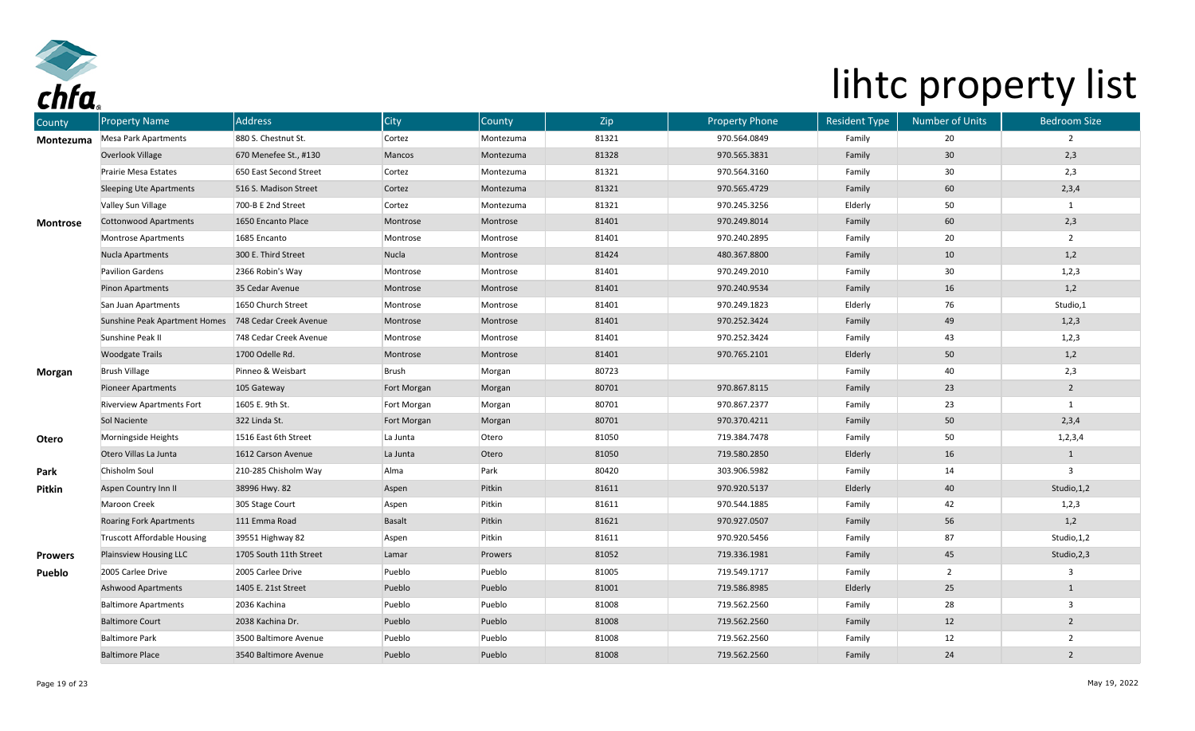# lihtc property list

| County | Property Name | Address | City | County | Zip | Property Phone | Resident Type | Number of Units | Bedroom Size |
|---|---|---|---|---|---|---|---|---|---|
| **Montezuma** | Mesa Park Apartments | 880 S. Chestnut St. | Cortez | Montezuma | 81321 | 970.564.0849 | Family | 20 | 2 |
| | Overlook Village | 670 Menefee St., #130 | Mancos | Montezuma | 81328 | 970.565.3831 | Family | 30 | 2,3 |
| | Prairie Mesa Estates | 650 East Second Street | Cortez | Montezuma | 81321 | 970.564.3160 | Family | 30 | 2,3 |
| | Sleeping Ute Apartments | 516 S. Madison Street | Cortez | Montezuma | 81321 | 970.565.4729 | Family | 60 | 2,3,4 |
| | Valley Sun Village | 700-B E 2nd Street | Cortez | Montezuma | 81321 | 970.245.3256 | Elderly | 50 | 1 |
| **Montrose** | Cottonwood Apartments | 1650 Encanto Place | Montrose | Montrose | 81401 | 970.249.8014 | Family | 60 | 2,3 |
| | Montrose Apartments | 1685 Encanto | Montrose | Montrose | 81401 | 970.240.2895 | Family | 20 | 2 |
| | Nucla Apartments | 300 E. Third Street | Nucla | Montrose | 81424 | 480.367.8800 | Family | 10 | 1,2 |
| | Pavilion Gardens | 2366 Robin's Way | Montrose | Montrose | 81401 | 970.249.2010 | Family | 30 | 1,2,3 |
| | Pinon Apartments | 35 Cedar Avenue | Montrose | Montrose | 81401 | 970.240.9534 | Family | 16 | 1,2 |
| | San Juan Apartments | 1650 Church Street | Montrose | Montrose | 81401 | 970.249.1823 | Elderly | 76 | Studio,1 |
| | Sunshine Peak Apartment Homes | 748 Cedar Creek Avenue | Montrose | Montrose | 81401 | 970.252.3424 | Family | 49 | 1,2,3 |
| | Sunshine Peak II | 748 Cedar Creek Avenue | Montrose | Montrose | 81401 | 970.252.3424 | Family | 43 | 1,2,3 |
| | Woodgate Trails | 1700 Odelle Rd. | Montrose | Montrose | 81401 | 970.765.2101 | Elderly | 50 | 1,2 |
| **Morgan** | Brush Village | Pinneo & Weisbart | Brush | Morgan | 80723 | | Family | 40 | 2,3 |
| | Pioneer Apartments | 105 Gateway | Fort Morgan | Morgan | 80701 | 970.867.8115 | Family | 23 | 2 |
| | Riverview Apartments Fort | 1605 E. 9th St. | Fort Morgan | Morgan | 80701 | 970.867.2377 | Family | 23 | 1 |
| | Sol Naciente | 322 Linda St. | Fort Morgan | Morgan | 80701 | 970.370.4211 | Family | 50 | 2,3,4 |
| **Otero** | Morningside Heights | 1516 East 6th Street | La Junta | Otero | 81050 | 719.384.7478 | Family | 50 | 1,2,3,4 |
| | Otero Villas La Junta | 1612 Carson Avenue | La Junta | Otero | 81050 | 719.580.2850 | Elderly | 16 | 1 |
| **Park** | Chisholm Soul | 210-285 Chisholm Way | Alma | Park | 80420 | 303.906.5982 | Family | 14 | 3 |
| **Pitkin** | Aspen Country Inn II | 38996 Hwy. 82 | Aspen | Pitkin | 81611 | 970.920.5137 | Elderly | 40 | Studio,1,2 |
| | Maroon Creek | 305 Stage Court | Aspen | Pitkin | 81611 | 970.544.1885 | Family | 42 | 1,2,3 |
| | Roaring Fork Apartments | 111 Emma Road | Basalt | Pitkin | 81621 | 970.927.0507 | Family | 56 | 1,2 |
| | Truscott Affordable Housing | 39551 Highway 82 | Aspen | Pitkin | 81611 | 970.920.5456 | Family | 87 | Studio,1,2 |
| **Prowers** | Plainsview Housing LLC | 1705 South 11th Street | Lamar | Prowers | 81052 | 719.336.1981 | Family | 45 | Studio,2,3 |
| **Pueblo** | 2005 Carlee Drive | 2005 Carlee Drive | Pueblo | Pueblo | 81005 | 719.549.1717 | Family | 2 | 3 |
| | Ashwood Apartments | 1405 E. 21st Street | Pueblo | Pueblo | 81001 | 719.586.8985 | Elderly | 25 | 1 |
| | Baltimore Apartments | 2036 Kachina | Pueblo | Pueblo | 81008 | 719.562.2560 | Family | 28 | 3 |
| | Baltimore Court | 2038 Kachina Dr. | Pueblo | Pueblo | 81008 | 719.562.2560 | Family | 12 | 2 |
| | Baltimore Park | 3500 Baltimore Avenue | Pueblo | Pueblo | 81008 | 719.562.2560 | Family | 12 | 2 |
| | Baltimore Place | 3540 Baltimore Avenue | Pueblo | Pueblo | 81008 | 719.562.2560 | Family | 24 | 2 |

May 19, 2022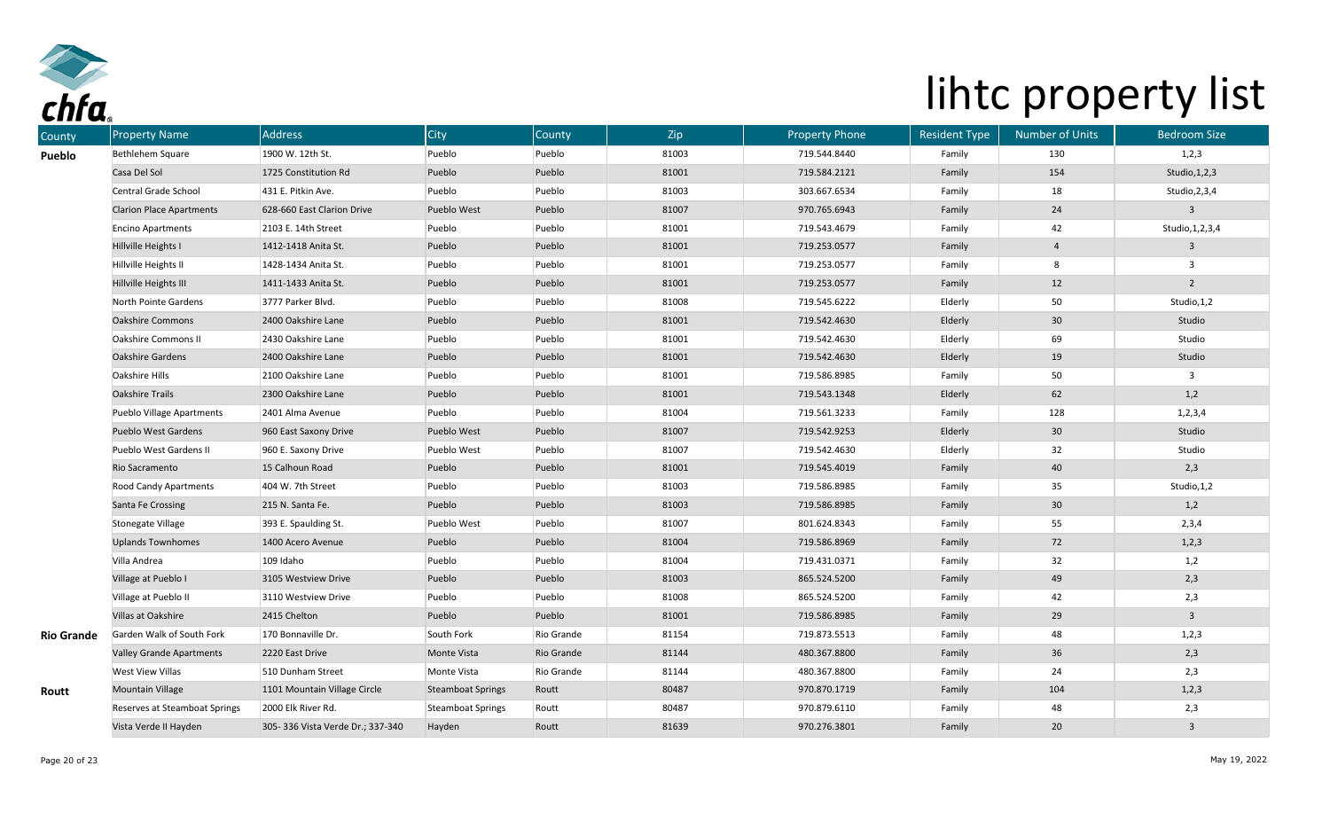# lihtc property list

| County | Property Name | Address | City | County | Zip | Property Phone | Resident Type | Number of Units | Bedroom Size |
|---|---|---|---|---|---|---|---|---|---|
| **Pueblo** | Bethlehem Square | 1900 W. 12th St. | Pueblo | Pueblo | 81003 | 719.544.8440 | Family | 130 | 1,2,3 |
| | Casa Del Sol | 1725 Constitution Rd | Pueblo | Pueblo | 81001 | 719.584.2121 | Family | 154 | Studio,1,2,3 |
| | Central Grade School | 431 E. Pitkin Ave. | Pueblo | Pueblo | 81003 | 303.667.6534 | Family | 18 | Studio,2,3,4 |
| | Clarion Place Apartments | 628-660 East Clarion Drive | Pueblo West | Pueblo | 81007 | 970.765.6943 | Family | 24 | 3 |
| | Encino Apartments | 2103 E. 14th Street | Pueblo | Pueblo | 81001 | 719.543.4679 | Family | 42 | Studio,1,2,3,4 |
| | Hillville Heights I | 1412-1418 Anita St. | Pueblo | Pueblo | 81001 | 719.253.0577 | Family | 4 | 3 |
| | Hillville Heights II | 1428-1434 Anita St. | Pueblo | Pueblo | 81001 | 719.253.0577 | Family | 8 | 3 |
| | Hillville Heights III | 1411-1433 Anita St. | Pueblo | Pueblo | 81001 | 719.253.0577 | Family | 12 | 2 |
| | North Pointe Gardens | 3777 Parker Blvd. | Pueblo | Pueblo | 81008 | 719.545.6222 | Elderly | 50 | Studio,1,2 |
| | Oakshire Commons | 2400 Oakshire Lane | Pueblo | Pueblo | 81001 | 719.542.4630 | Elderly | 30 | Studio |
| | Oakshire Commons II | 2430 Oakshire Lane | Pueblo | Pueblo | 81001 | 719.542.4630 | Elderly | 69 | Studio |
| | Oakshire Gardens | 2400 Oakshire Lane | Pueblo | Pueblo | 81001 | 719.542.4630 | Elderly | 19 | Studio |
| | Oakshire Hills | 2100 Oakshire Lane | Pueblo | Pueblo | 81001 | 719.586.8985 | Family | 50 | 3 |
| | Oakshire Trails | 2300 Oakshire Lane | Pueblo | Pueblo | 81001 | 719.543.1348 | Elderly | 62 | 1,2 |
| | Pueblo Village Apartments | 2401 Alma Avenue | Pueblo | Pueblo | 81004 | 719.561.3233 | Family | 128 | 1,2,3,4 |
| | Pueblo West Gardens | 960 East Saxony Drive | Pueblo West | Pueblo | 81007 | 719.542.9253 | Elderly | 30 | Studio |
| | Pueblo West Gardens II | 960 E. Saxony Drive | Pueblo West | Pueblo | 81007 | 719.542.4630 | Elderly | 32 | Studio |
| | Rio Sacramento | 15 Calhoun Road | Pueblo | Pueblo | 81001 | 719.545.4019 | Family | 40 | 2,3 |
| | Rood Candy Apartments | 404 W. 7th Street | Pueblo | Pueblo | 81003 | 719.586.8985 | Family | 35 | Studio,1,2 |
| | Santa Fe Crossing | 215 N. Santa Fe. | Pueblo | Pueblo | 81003 | 719.586.8985 | Family | 30 | 1,2 |
| | Stonegate Village | 393 E. Spaulding St. | Pueblo West | Pueblo | 81007 | 801.624.8343 | Family | 55 | 2,3,4 |
| | Uplands Townhomes | 1400 Acero Avenue | Pueblo | Pueblo | 81004 | 719.586.8969 | Family | 72 | 1,2,3 |
| | Villa Andrea | 109 Idaho | Pueblo | Pueblo | 81004 | 719.431.0371 | Family | 32 | 1,2 |
| | Village at Pueblo I | 3105 Westview Drive | Pueblo | Pueblo | 81003 | 865.524.5200 | Family | 49 | 2,3 |
| | Village at Pueblo II | 3110 Westview Drive | Pueblo | Pueblo | 81008 | 865.524.5200 | Family | 42 | 2,3 |
| | Villas at Oakshire | 2415 Chelton | Pueblo | Pueblo | 81001 | 719.586.8985 | Family | 29 | 3 |
| **Rio Grande** | Garden Walk of South Fork | 170 Bonnaville Dr. | South Fork | Rio Grande | 81154 | 719.873.5513 | Family | 48 | 1,2,3 |
| | Valley Grande Apartments | 2220 East Drive | Monte Vista | Rio Grande | 81144 | 480.367.8800 | Family | 36 | 2,3 |
| | West View Villas | 510 Dunham Street | Monte Vista | Rio Grande | 81144 | 480.367.8800 | Family | 24 | 2,3 |
| **Routt** | Mountain Village | 1101 Mountain Village Circle | Steamboat Springs | Routt | 80487 | 970.870.1719 | Family | 104 | 1,2,3 |
| | Reserves at Steamboat Springs | 2000 Elk River Rd. | Steamboat Springs | Routt | 80487 | 970.879.6110 | Family | 48 | 2,3 |
| | Vista Verde II Hayden | 305- 336 Vista Verde Dr.; 337-340 | Hayden | Routt | 81639 | 970.276.3801 | Family | 20 | 3 |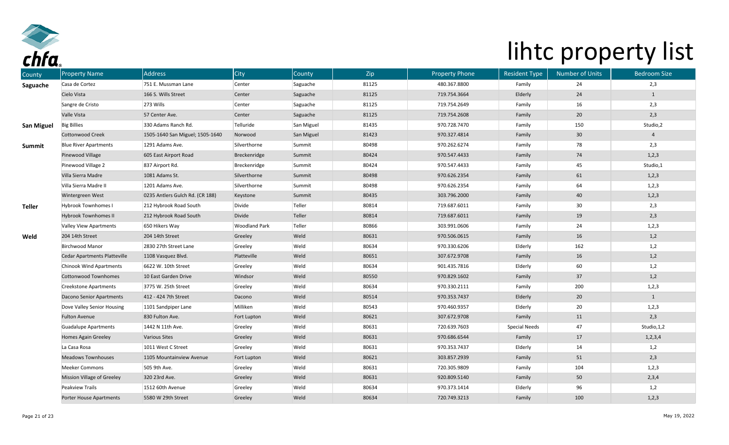# lihtc property list

| County | Property Name | Address | City | County | Zip | Property Phone | Resident Type | Number of Units | Bedroom Size |
|---|---|---|---|---|---|---|---|---|---|
| **Saguache** | Casa de Cortez | 751 E. Mussman Lane | Center | Saguache | 81125 | 480.367.8800 | Family | 24 | 2,3 |
| | Cielo Vista | 166 S. Wills Street | Center | Saguache | 81125 | 719.754.3664 | Elderly | 24 | 1 |
| | Sangre de Cristo | 273 Wills | Center | Saguache | 81125 | 719.754.2649 | Family | 16 | 2,3 |
| | Valle Vista | 57 Center Ave. | Center | Saguache | 81125 | 719.754.2608 | Family | 20 | 2,3 |
| **San Miguel** | Big Billies | 330 Adams Ranch Rd. | Telluride | San Miguel | 81435 | 970.728.7470 | Family | 150 | Studio,2 |
| | Cottonwood Creek | 1505-1640 San Miguel; 1505-1640 | Norwood | San Miguel | 81423 | 970.327.4814 | Family | 30 | 4 |
| **Summit** | Blue River Apartments | 1291 Adams Ave. | Silverthorne | Summit | 80498 | 970.262.6274 | Family | 78 | 2,3 |
| | Pinewood Village | 605 East Airport Road | Breckenridge | Summit | 80424 | 970.547.4433 | Family | 74 | 1,2,3 |
| | Pinewood Village 2 | 837 Airport Rd. | Breckenridge | Summit | 80424 | 970.547.4433 | Family | 45 | Studio,1 |
| | Villa Sierra Madre | 1081 Adams St. | Silverthorne | Summit | 80498 | 970.626.2354 | Family | 61 | 1,2,3 |
| | Villa Sierra Madre II | 1201 Adams Ave. | Silverthorne | Summit | 80498 | 970.626.2354 | Family | 64 | 1,2,3 |
| | Wintergreen West | 0235 Antlers Gulch Rd. (CR 188) | Keystone | Summit | 80435 | 303.796.2000 | Family | 40 | 1,2,3 |
| **Teller** | Hybrook Townhomes I | 212 Hybrook Road South | Divide | Teller | 80814 | 719.687.6011 | Family | 30 | 2,3 |
| | Hybrook Townhomes II | 212 Hybrook Road South | Divide | Teller | 80814 | 719.687.6011 | Family | 19 | 2,3 |
| | Valley View Apartments | 650 Hikers Way | Woodland Park | Teller | 80866 | 303.991.0606 | Family | 24 | 1,2,3 |
| **Weld** | 204 14th Street | 204 14th Street | Greeley | Weld | 80631 | 970.506.0615 | Family | 16 | 1,2 |
| | Birchwood Manor | 2830 27th Street Lane | Greeley | Weld | 80634 | 970.330.6206 | Elderly | 162 | 1,2 |
| | Cedar Apartments Platteville | 1108 Vasquez Blvd. | Platteville | Weld | 80651 | 307.672.9708 | Family | 16 | 1,2 |
| | Chinook Wind Apartments | 6622 W. 10th Street | Greeley | Weld | 80634 | 901.435.7816 | Elderly | 60 | 1,2 |
| | Cottonwood Townhomes | 10 East Garden Drive | Windsor | Weld | 80550 | 970.829.1602 | Family | 37 | 1,2 |
| | Creekstone Apartments | 3775 W. 25th Street | Greeley | Weld | 80634 | 970.330.2111 | Family | 200 | 1,2,3 |
| | Dacono Senior Apartments | 412 - 424 7th Street | Dacono | Weld | 80514 | 970.353.7437 | Elderly | 20 | 1 |
| | Dove Valley Senior Housing | 1101 Sandpiper Lane | Milliken | Weld | 80543 | 970.460.9357 | Elderly | 20 | 1,2,3 |
| | Fulton Avenue | 830 Fulton Ave. | Fort Lupton | Weld | 80621 | 307.672.9708 | Family | 11 | 2,3 |
| | Guadalupe Apartments | 1442 N 11th Ave. | Greeley | Weld | 80631 | 720.639.7603 | Special Needs | 47 | Studio,1,2 |
| | Homes Again Greeley | Various Sites | Greeley | Weld | 80631 | 970.686.6544 | Family | 17 | 1,2,3,4 |
| | La Casa Rosa | 1011 West C Street | Greeley | Weld | 80631 | 970.353.7437 | Elderly | 14 | 1,2 |
| | Meadows Townhouses | 1105 Mountainview Avenue | Fort Lupton | Weld | 80621 | 303.857.2939 | Family | 51 | 2,3 |
| | Meeker Commons | 505 9th Ave. | Greeley | Weld | 80631 | 720.305.9809 | Family | 104 | 1,2,3 |
| | Mission Village of Greeley | 320 23rd Ave. | Greeley | Weld | 80631 | 920.809.5140 | Family | 50 | 2,3,4 |
| | Peakview Trails | 1512 60th Avenue | Greeley | Weld | 80634 | 970.373.1414 | Elderly | 96 | 1,2 |
| | Porter House Apartments | 5580 W 29th Street | Greeley | Weld | 80634 | 720.749.3213 | Family | 100 | 1,2,3 |

May 19, 2022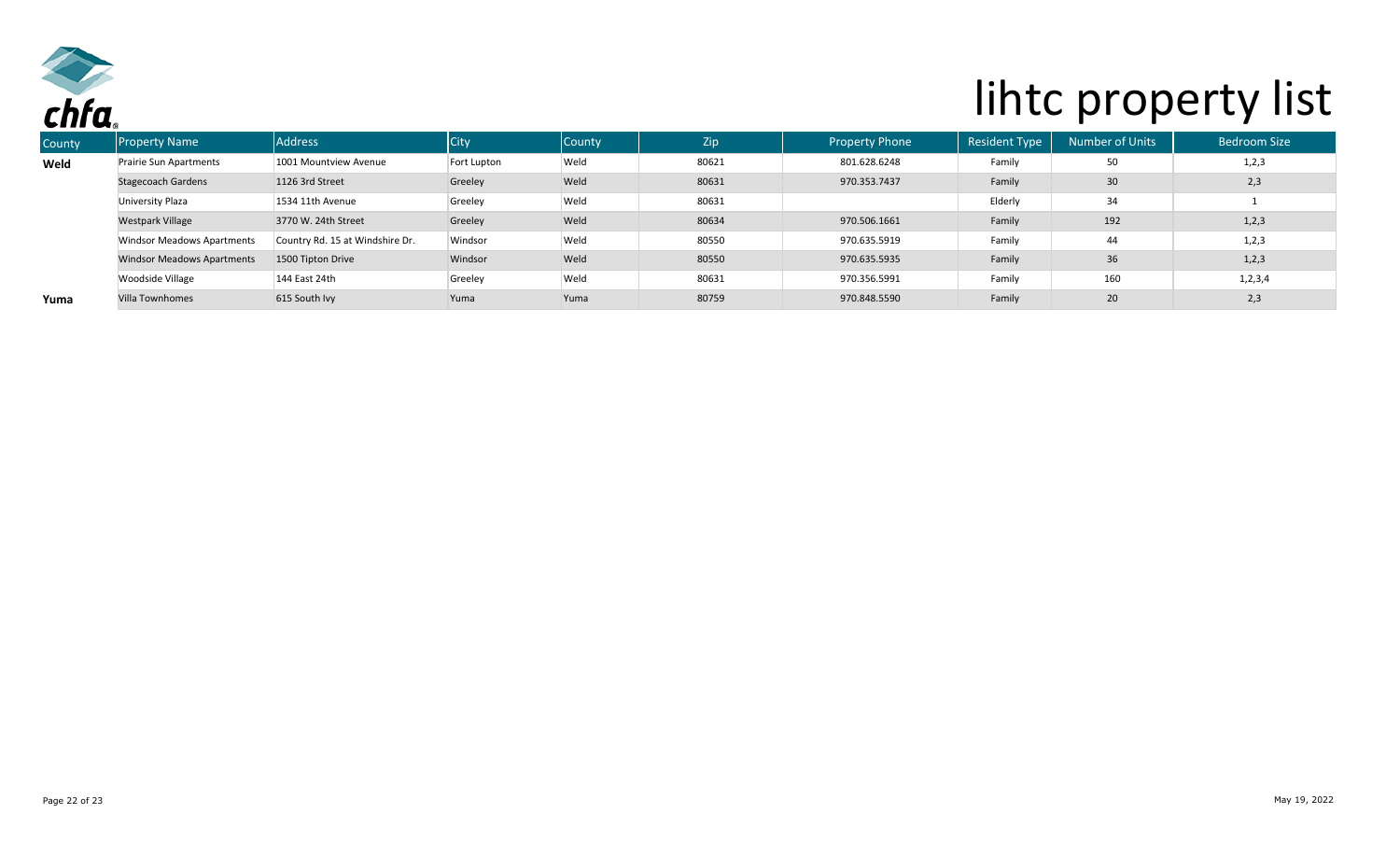# lihtc property list

| County | Property Name | Address | City | County | Zip | Property Phone | Resident Type | Number of Units | Bedroom Size |
|---|---|---|---|---|---|---|---|---|---|
| **Weld** | Prairie Sun Apartments | 1001 Mountview Avenue | Fort Lupton | Weld | 80621 | 801.628.6248 | Family | 50 | 1,2,3 |
| | Stagecoach Gardens | 1126 3rd Street | Greeley | Weld | 80631 | 970.353.7437 | Family | 30 | 2,3 |
| | University Plaza | 1534 11th Avenue | Greeley | Weld | 80631 | | Elderly | 34 | 1 |
| | Westpark Village | 3770 W. 24th Street | Greeley | Weld | 80634 | 970.506.1661 | Family | 192 | 1,2,3 |
| | Windsor Meadows Apartments | Country Rd. 15 at Windshire Dr. | Windsor | Weld | 80550 | 970.635.5919 | Family | 44 | 1,2,3 |
| | Windsor Meadows Apartments | 1500 Tipton Drive | Windsor | Weld | 80550 | 970.635.5935 | Family | 36 | 1,2,3 |
| | Woodside Village | 144 East 24th | Greeley | Weld | 80631 | 970.356.5991 | Family | 160 | 1,2,3,4 |
| **Yuma** | Villa Townhomes | 615 South Ivy | Yuma | Yuma | 80759 | 970.848.5590 | Family | 20 | 2,3 |

May 19, 2022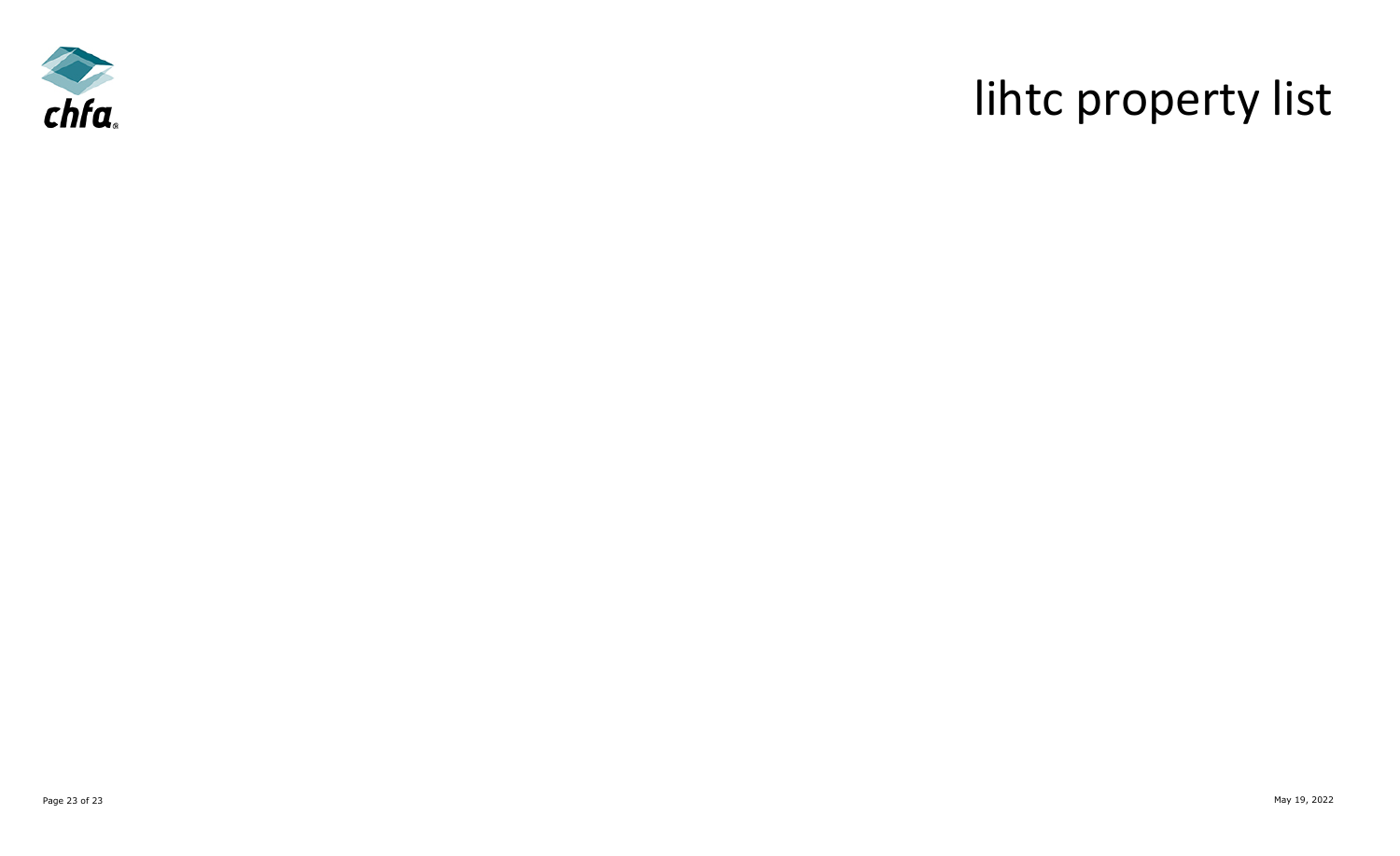# lihtc property list